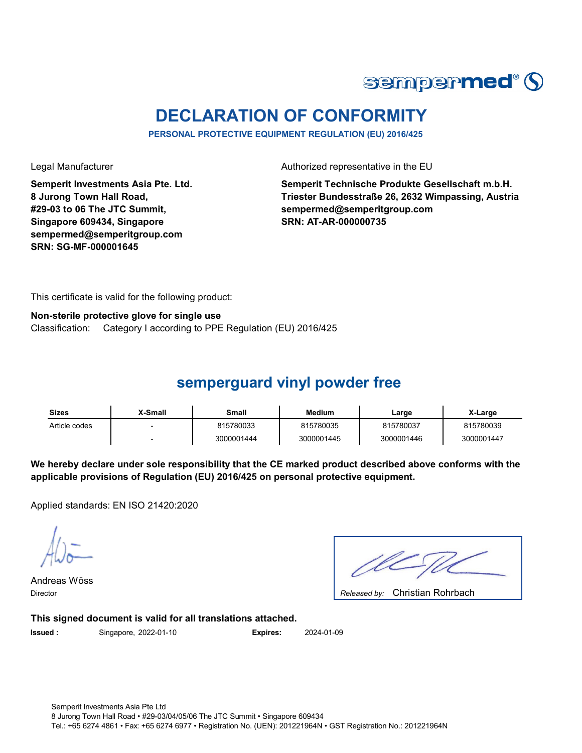# DECLARATION OF CONFORMITY

**PERSONAL PROTECTIVE EQUIPMENT REGULATION (EU) 2016/425**

Legal Manufacturer

**Semperit Investments Asia Pte. Ltd.**
**8 Jurong Town Hall Road,**
**#29-03 to 06 The JTC Summit,**
**Singapore 609434, Singapore**
**sempermed@semperitgroup.com**
**SRN: SG-MF-000001645**

Authorized representative in the EU

**Semperit Technische Produkte Gesellschaft m.b.H.**
**Triester Bundesstraße 26, 2632 Wimpassing, Austria**
**sempermed@semperitgroup.com**
**SRN: AT-AR-000000735**

This certificate is valid for the following product:

**Non-sterile protective glove for single use**
Classification: Category I according to PPE Regulation (EU) 2016/425

## semperguard vinyl powder free

| Sizes | X-Small | Small | Medium | Large | X-Large |
|---|---|---|---|---|---|
| Article codes | - | 815780033 | 815780035 | 815780037 | 815780039 |
| | - | 3000001444 | 3000001445 | 3000001446 | 3000001447 |

**We hereby declare under sole responsibility that the CE marked product described above conforms with the applicable provisions of Regulation (EU) 2016/425 on personal protective equipment.**

Applied standards: EN ISO 21420:2020

Andreas Wöss
Director

*Released by:* Christian Rohrbach

**This signed document is valid for all translations attached.**

**Issued :** Singapore, 2022-01-10 **Expires:** 2024-01-09

Semperit Investments Asia Pte Ltd
8 Jurong Town Hall Road • #29-03/04/05/06 The JTC Summit • Singapore 609434
Tel.: +65 6274 4861 • Fax: +65 6274 6977 • Registration No. (UEN): 201221964N • GST Registration No.: 201221964N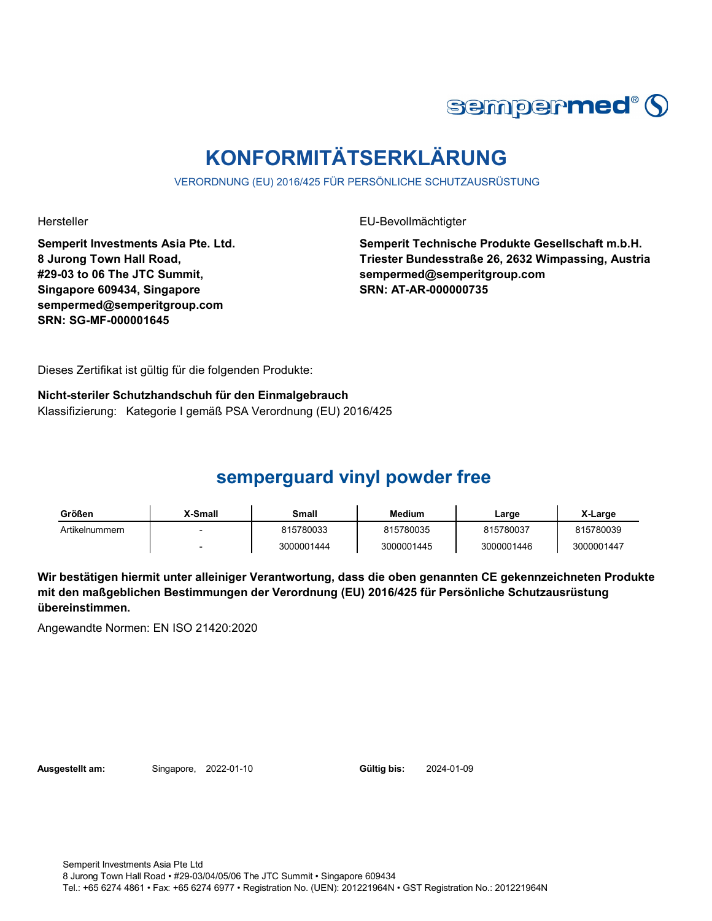# KONFORMITÄTSERKLÄRUNG

VERORDNUNG (EU) 2016/425 FÜR PERSÖNLICHE SCHUTZAUSRÜSTUNG

Hersteller

**Semperit Investments Asia Pte. Ltd.**
**8 Jurong Town Hall Road,**
**#29-03 to 06 The JTC Summit,**
**Singapore 609434, Singapore**
**sempermed@semperitgroup.com**
**SRN: SG-MF-000001645**

EU-Bevollmächtigter

**Semperit Technische Produkte Gesellschaft m.b.H.**
**Triester Bundesstraße 26, 2632 Wimpassing, Austria**
**sempermed@semperitgroup.com**
**SRN: AT-AR-000000735**

Dieses Zertifikat ist gültig für die folgenden Produkte:

**Nicht-steriler Schutzhandschuh für den Einmalgebrauch**
Klassifizierung: Kategorie I gemäß PSA Verordnung (EU) 2016/425

## semperguard vinyl powder free

| Größen | X-Small | Small | Medium | Large | X-Large |
|---|---|---|---|---|---|
| Artikelnummern | - | 815780033 | 815780035 | 815780037 | 815780039 |
| | - | 3000001444 | 3000001445 | 3000001446 | 3000001447 |

**Wir bestätigen hiermit unter alleiniger Verantwortung, dass die oben genannten CE gekennzeichneten Produkte mit den maßgeblichen Bestimmungen der Verordnung (EU) 2016/425 für Persönliche Schutzausrüstung übereinstimmen.**

Angewandte Normen: EN ISO 21420:2020

**Ausgestellt am:** Singapore, 2022-01-10 **Gültig bis:** 2024-01-09

Semperit Investments Asia Pte Ltd
8 Jurong Town Hall Road • #29-03/04/05/06 The JTC Summit • Singapore 609434
Tel.: +65 6274 4861 • Fax: +65 6274 6977 • Registration No. (UEN): 201221964N • GST Registration No.: 201221964N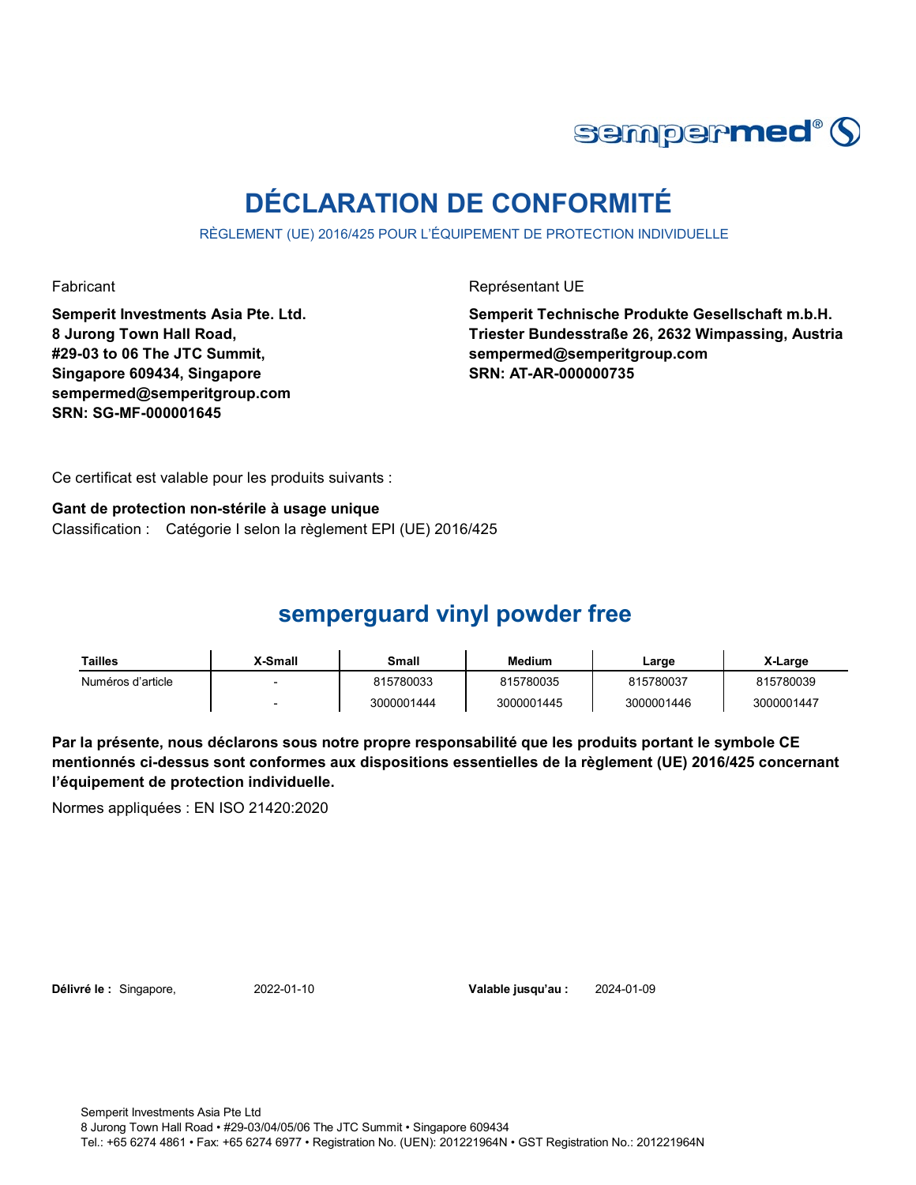# DÉCLARATION DE CONFORMITÉ

RÈGLEMENT (UE) 2016/425 POUR L'ÉQUIPEMENT DE PROTECTION INDIVIDUELLE

Fabricant

**Semperit Investments Asia Pte. Ltd.**
**8 Jurong Town Hall Road,**
**#29-03 to 06 The JTC Summit,**
**Singapore 609434, Singapore**
**sempermed@semperitgroup.com**
**SRN: SG-MF-000001645**

Représentant UE

**Semperit Technische Produkte Gesellschaft m.b.H.**
**Triester Bundesstraße 26, 2632 Wimpassing, Austria**
**sempermed@semperitgroup.com**
**SRN: AT-AR-000000735**

Ce certificat est valable pour les produits suivants :

**Gant de protection non-stérile à usage unique**
Classification : Catégorie I selon la règlement EPI (UE) 2016/425

## semperguard vinyl powder free

| Tailles | X-Small | Small | Medium | Large | X-Large |
|---|---|---|---|---|---|
| Numéros d'article | - | 815780033 | 815780035 | 815780037 | 815780039 |
| | - | 3000001444 | 3000001445 | 3000001446 | 3000001447 |

**Par la présente, nous déclarons sous notre propre responsabilité que les produits portant le symbole CE mentionnés ci-dessus sont conformes aux dispositions essentielles de la règlement (UE) 2016/425 concernant l'équipement de protection individuelle.**

Normes appliquées : EN ISO 21420:2020

**Délivré le :** Singapore, 2022-01-10 **Valable jusqu'au :** 2024-01-09

Semperit Investments Asia Pte Ltd
8 Jurong Town Hall Road • #29-03/04/05/06 The JTC Summit • Singapore 609434
Tel.: +65 6274 4861 • Fax: +65 6274 6977 • Registration No. (UEN): 201221964N • GST Registration No.: 201221964N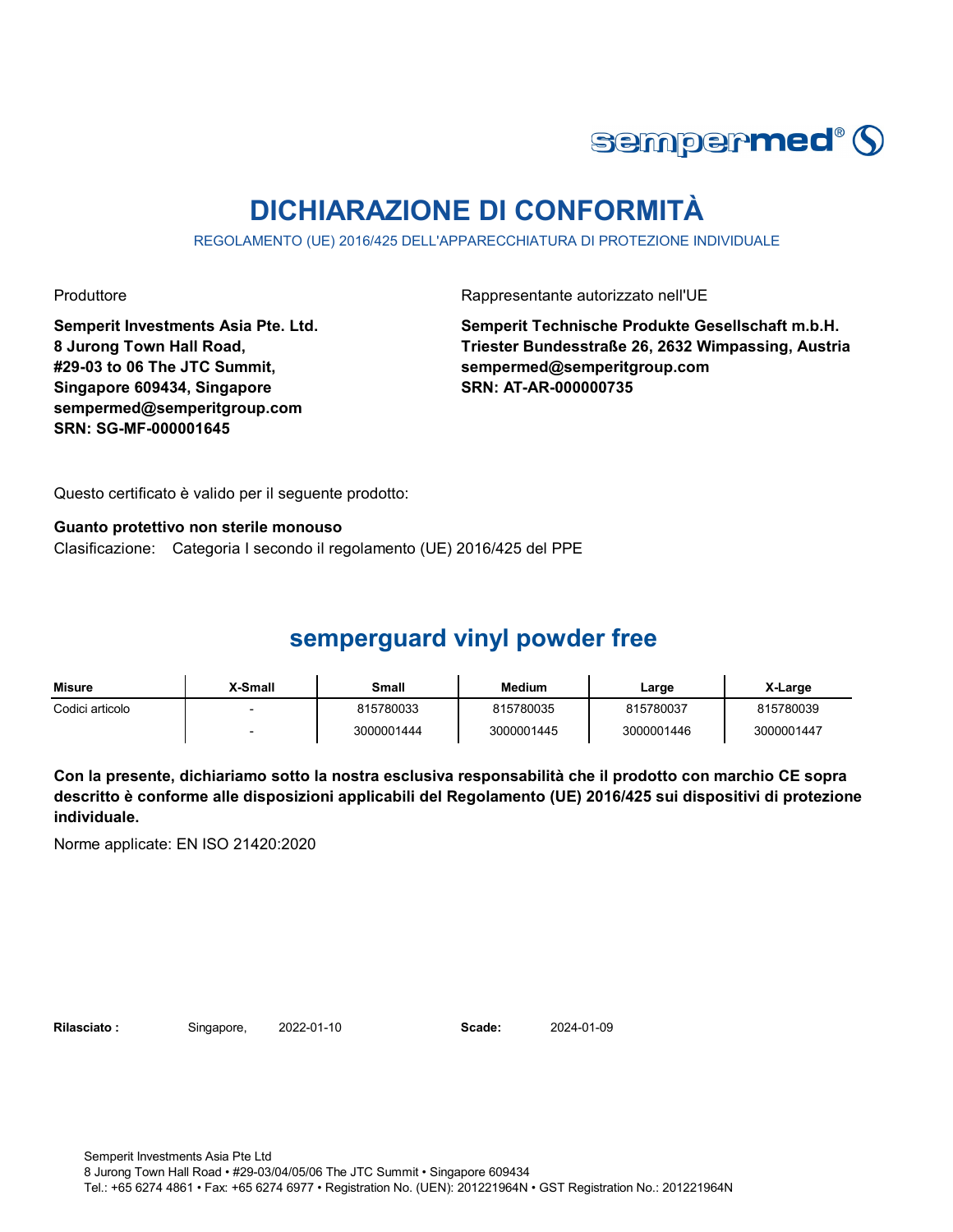sempermed®

# DICHIARAZIONE DI CONFORMITÀ

REGOLAMENTO (UE) 2016/425 DELL'APPARECCHIATURA DI PROTEZIONE INDIVIDUALE

Produttore

**Semperit Investments Asia Pte. Ltd.**
**8 Jurong Town Hall Road,**
**#29-03 to 06 The JTC Summit,**
**Singapore 609434, Singapore**
**sempermed@semperitgroup.com**
**SRN: SG-MF-000001645**

Rappresentante autorizzato nell'UE

**Semperit Technische Produkte Gesellschaft m.b.H.**
**Triester Bundesstraße 26, 2632 Wimpassing, Austria**
**sempermed@semperitgroup.com**
**SRN: AT-AR-000000735**

Questo certificato è valido per il seguente prodotto:

**Guanto protettivo non sterile monouso**
Clasificazione: Categoria I secondo il regolamento (UE) 2016/425 del PPE

## semperguard vinyl powder free

| Misure | X-Small | Small | Medium | Large | X-Large |
|---|---|---|---|---|---|
| Codici articolo | - | 815780033 | 815780035 | 815780037 | 815780039 |
| | - | 3000001444 | 3000001445 | 3000001446 | 3000001447 |

**Con la presente, dichiariamo sotto la nostra esclusiva responsabilità che il prodotto con marchio CE sopra descritto è conforme alle disposizioni applicabili del Regolamento (UE) 2016/425 sui dispositivi di protezione individuale.**

Norme applicate: EN ISO 21420:2020

**Rilasciato :** Singapore, 2022-01-10 **Scade:** 2024-01-09

Semperit Investments Asia Pte Ltd
8 Jurong Town Hall Road • #29-03/04/05/06 The JTC Summit • Singapore 609434
Tel.: +65 6274 4861 • Fax: +65 6274 6977 • Registration No. (UEN): 201221964N • GST Registration No.: 201221964N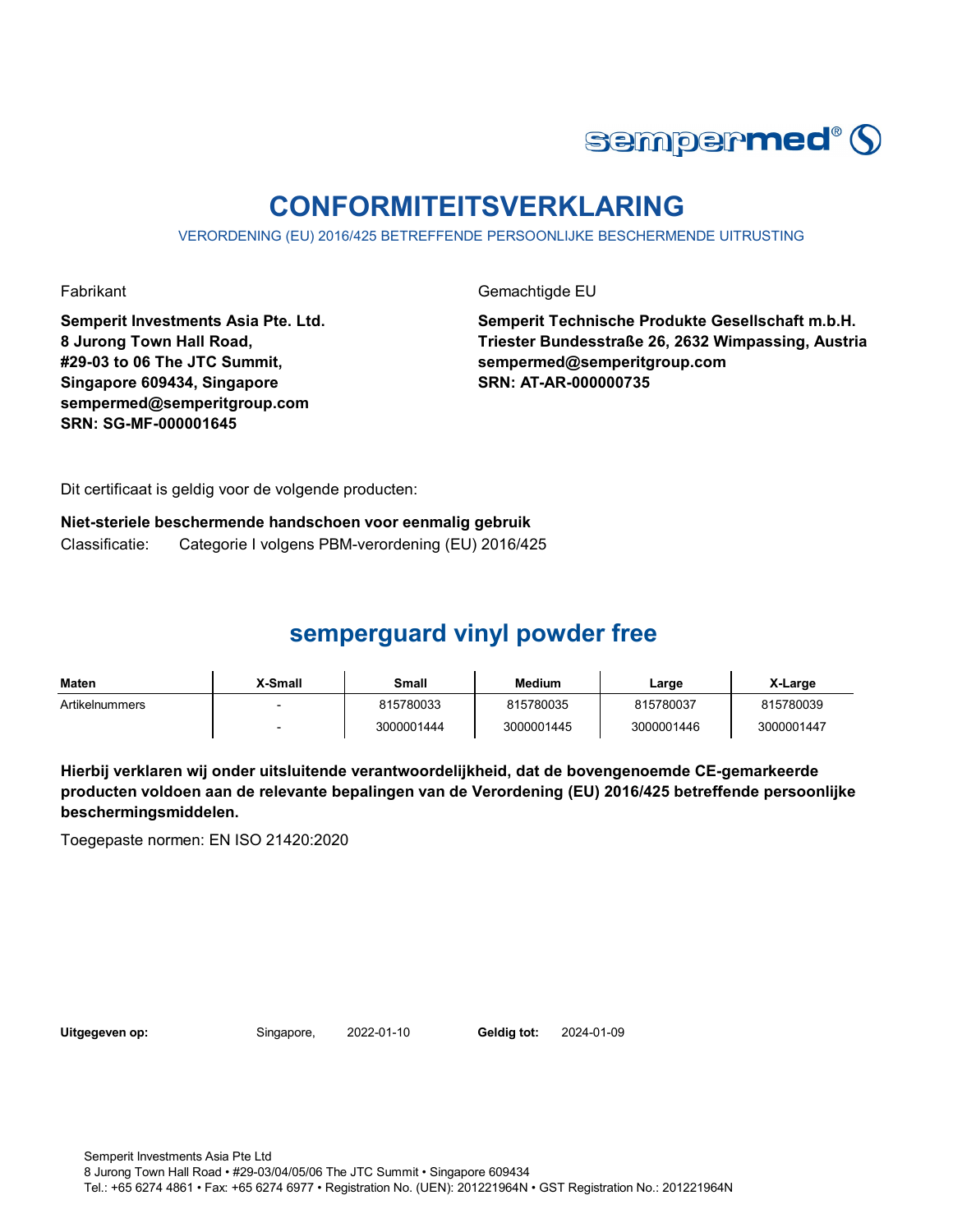# CONFORMITEITSVERKLARING

VERORDENING (EU) 2016/425 BETREFFENDE PERSOONLIJKE BESCHERMENDE UITRUSTING

Fabrikant

**Semperit Investments Asia Pte. Ltd.**
**8 Jurong Town Hall Road,**
**#29-03 to 06 The JTC Summit,**
**Singapore 609434, Singapore**
**sempermed@semperitgroup.com**
**SRN: SG-MF-000001645**

Gemachtigde EU

**Semperit Technische Produkte Gesellschaft m.b.H.**
**Triester Bundesstraße 26, 2632 Wimpassing, Austria**
**sempermed@semperitgroup.com**
**SRN: AT-AR-000000735**

Dit certificaat is geldig voor de volgende producten:

**Niet-steriele beschermende handschoen voor eenmalig gebruik**

Classificatie: Categorie I volgens PBM-verordening (EU) 2016/425

## semperguard vinyl powder free

| Maten | X-Small | Small | Medium | Large | X-Large |
|---|---|---|---|---|---|
| Artikelnummers | - | 815780033 | 815780035 | 815780037 | 815780039 |
| | - | 3000001444 | 3000001445 | 3000001446 | 3000001447 |

**Hierbij verklaren wij onder uitsluitende verantwoordelijkheid, dat de bovengenoemde CE-gemarkeerde producten voldoen aan de relevante bepalingen van de Verordening (EU) 2016/425 betreffende persoonlijke beschermingsmiddelen.**

Toegepaste normen: EN ISO 21420:2020

**Uitgegeven op:** Singapore, 2022-01-10 **Geldig tot:** 2024-01-09

Semperit Investments Asia Pte Ltd
8 Jurong Town Hall Road • #29-03/04/05/06 The JTC Summit • Singapore 609434
Tel.: +65 6274 4861 • Fax: +65 6274 6977 • Registration No. (UEN): 201221964N • GST Registration No.: 201221964N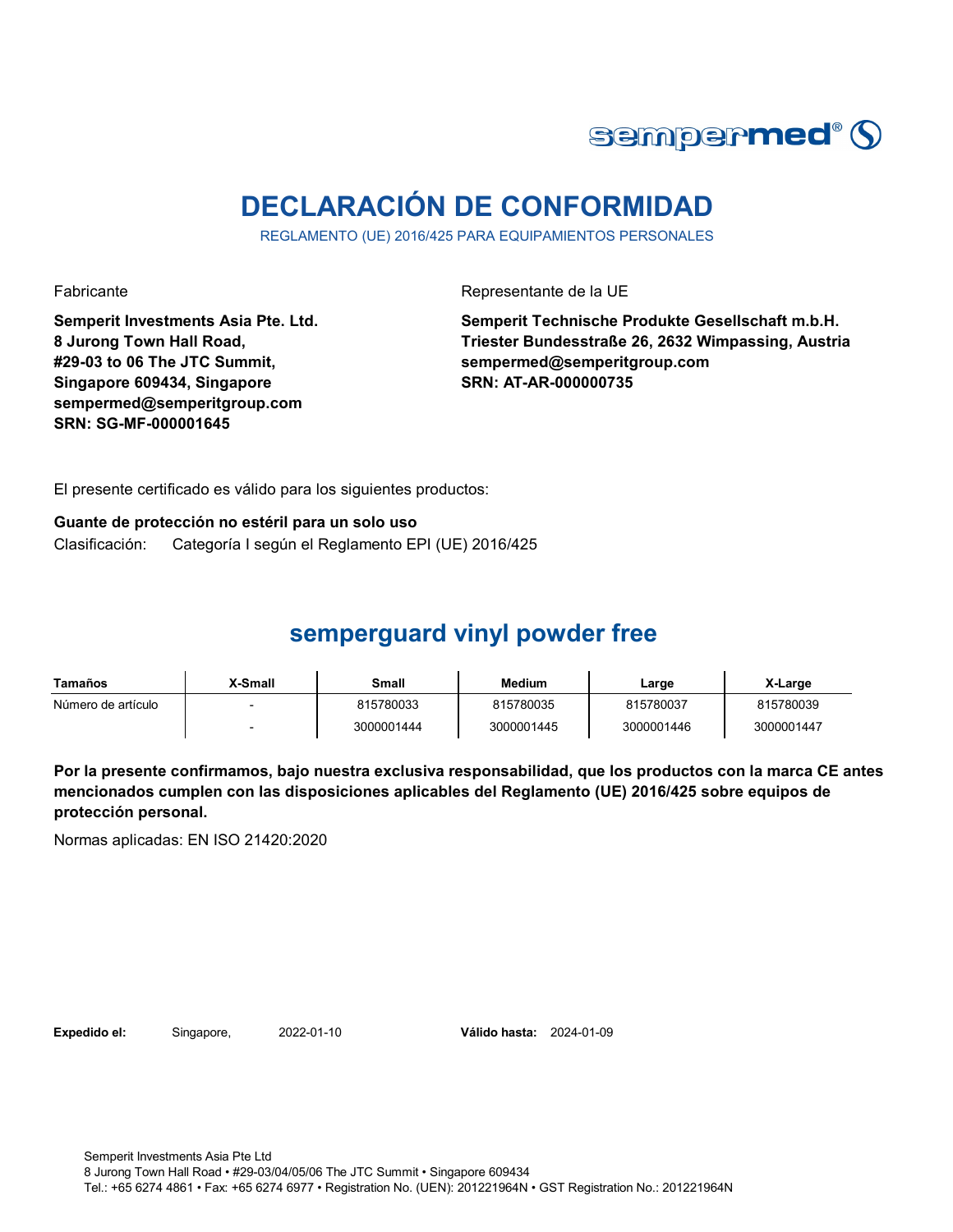# DECLARACIÓN DE CONFORMIDAD

REGLAMENTO (UE) 2016/425 PARA EQUIPAMIENTOS PERSONALES

Fabricante

**Semperit Investments Asia Pte. Ltd.**
**8 Jurong Town Hall Road,**
**#29-03 to 06 The JTC Summit,**
**Singapore 609434, Singapore**
**sempermed@semperitgroup.com**
**SRN: SG-MF-000001645**

Representante de la UE

**Semperit Technische Produkte Gesellschaft m.b.H.**
**Triester Bundesstraße 26, 2632 Wimpassing, Austria**
**sempermed@semperitgroup.com**
**SRN: AT-AR-000000735**

El presente certificado es válido para los siguientes productos:

**Guante de protección no estéril para un solo uso**

Clasificación: Categoría I según el Reglamento EPI (UE) 2016/425

## semperguard vinyl powder free

| Tamaños | X-Small | Small | Medium | Large | X-Large |
|---|---|---|---|---|---|
| Número de artículo | - | 815780033 | 815780035 | 815780037 | 815780039 |
| | - | 3000001444 | 3000001445 | 3000001446 | 3000001447 |

**Por la presente confirmamos, bajo nuestra exclusiva responsabilidad, que los productos con la marca CE antes mencionados cumplen con las disposiciones aplicables del Reglamento (UE) 2016/425 sobre equipos de protección personal.**

Normas aplicadas: EN ISO 21420:2020

**Expedido el:** Singapore, 2022-01-10 **Válido hasta:** 2024-01-09

Semperit Investments Asia Pte Ltd
8 Jurong Town Hall Road • #29-03/04/05/06 The JTC Summit • Singapore 609434
Tel.: +65 6274 4861 • Fax: +65 6274 6977 • Registration No. (UEN): 201221964N • GST Registration No.: 201221964N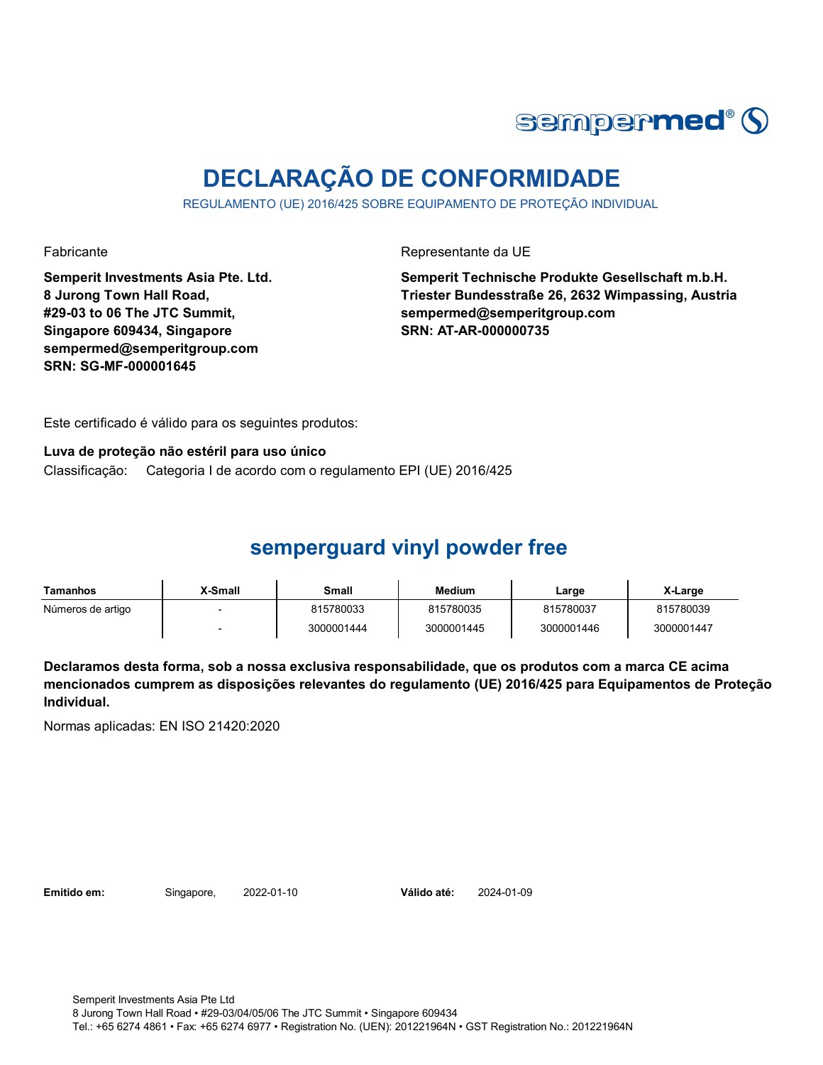sempermed®

# DECLARAÇÃO DE CONFORMIDADE

REGULAMENTO (UE) 2016/425 SOBRE EQUIPAMENTO DE PROTEÇÃO INDIVIDUAL

Fabricante

**Semperit Investments Asia Pte. Ltd.**
**8 Jurong Town Hall Road,**
**#29-03 to 06 The JTC Summit,**
**Singapore 609434, Singapore**
**sempermed@semperitgroup.com**
**SRN: SG-MF-000001645**

Representante da UE

**Semperit Technische Produkte Gesellschaft m.b.H.**
**Triester Bundesstraße 26, 2632 Wimpassing, Austria**
**sempermed@semperitgroup.com**
**SRN: AT-AR-000000735**

Este certificado é válido para os seguintes produtos:

**Luva de proteção não estéril para uso único**

Classificação: Categoria I de acordo com o regulamento EPI (UE) 2016/425

## semperguard vinyl powder free

| Tamanhos | X-Small | Small | Medium | Large | X-Large |
|---|---|---|---|---|---|
| Números de artigo | - | 815780033 | 815780035 | 815780037 | 815780039 |
| | - | 3000001444 | 3000001445 | 3000001446 | 3000001447 |

**Declaramos desta forma, sob a nossa exclusiva responsabilidade, que os produtos com a marca CE acima mencionados cumprem as disposições relevantes do regulamento (UE) 2016/425 para Equipamentos de Proteção Individual.**

Normas aplicadas: EN ISO 21420:2020

**Emitido em:** Singapore, 2022-01-10 **Válido até:** 2024-01-09

Semperit Investments Asia Pte Ltd
8 Jurong Town Hall Road • #29-03/04/05/06 The JTC Summit • Singapore 609434
Tel.: +65 6274 4861 • Fax: +65 6274 6977 • Registration No. (UEN): 201221964N • GST Registration No.: 201221964N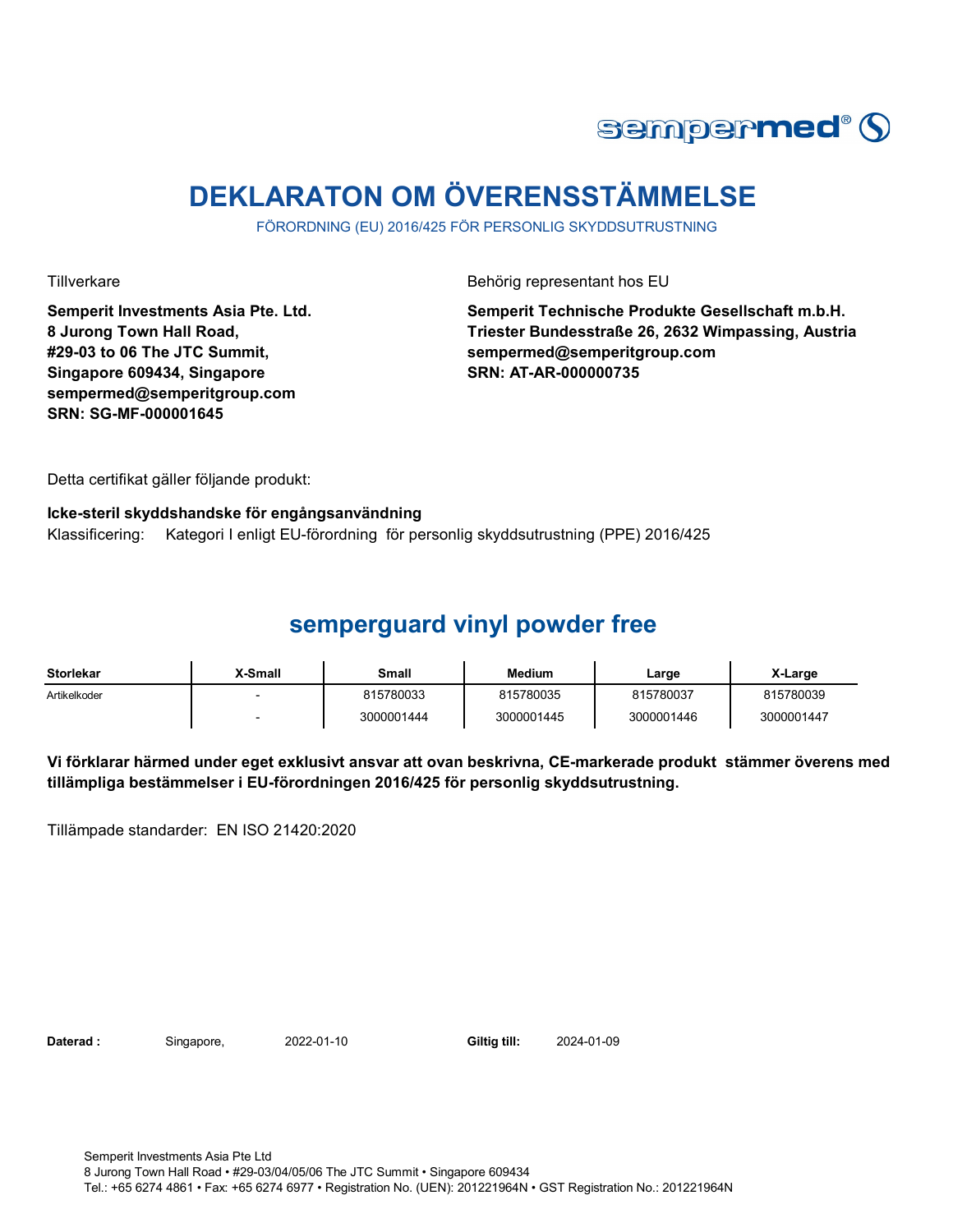# DEKLARATON OM ÖVERENSSTÄMMELSE

FÖRORDNING (EU) 2016/425 FÖR PERSONLIG SKYDDSUTRUSTNING

Tillverkare

**Semperit Investments Asia Pte. Ltd.**
**8 Jurong Town Hall Road,**
**#29-03 to 06 The JTC Summit,**
**Singapore 609434, Singapore**
**sempermed@semperitgroup.com**
**SRN: SG-MF-000001645**

Behörig representant hos EU

**Semperit Technische Produkte Gesellschaft m.b.H.**
**Triester Bundesstraße 26, 2632 Wimpassing, Austria**
**sempermed@semperitgroup.com**
**SRN: AT-AR-000000735**

Detta certifikat gäller följande produkt:

**Icke-steril skyddshandske för engångsanvändning**

Klassificering: Kategori I enligt EU-förordning för personlig skyddsutrustning (PPE) 2016/425

## semperguard vinyl powder free

| Storlekar | X-Small | Small | Medium | Large | X-Large |
|---|---|---|---|---|---|
| Artikelkoder | - | 815780033 | 815780035 | 815780037 | 815780039 |
| | - | 3000001444 | 3000001445 | 3000001446 | 3000001447 |

**Vi förklarar härmed under eget exklusivt ansvar att ovan beskrivna, CE-markerade produkt stämmer överens med tillämpliga bestämmelser i EU-förordningen 2016/425 för personlig skyddsutrustning.**

Tillämpade standarder: EN ISO 21420:2020

**Daterad :** Singapore, 2022-01-10 **Giltig till:** 2024-01-09

Semperit Investments Asia Pte Ltd
8 Jurong Town Hall Road • #29-03/04/05/06 The JTC Summit • Singapore 609434
Tel.: +65 6274 4861 • Fax: +65 6274 6977 • Registration No. (UEN): 201221964N • GST Registration No.: 201221964N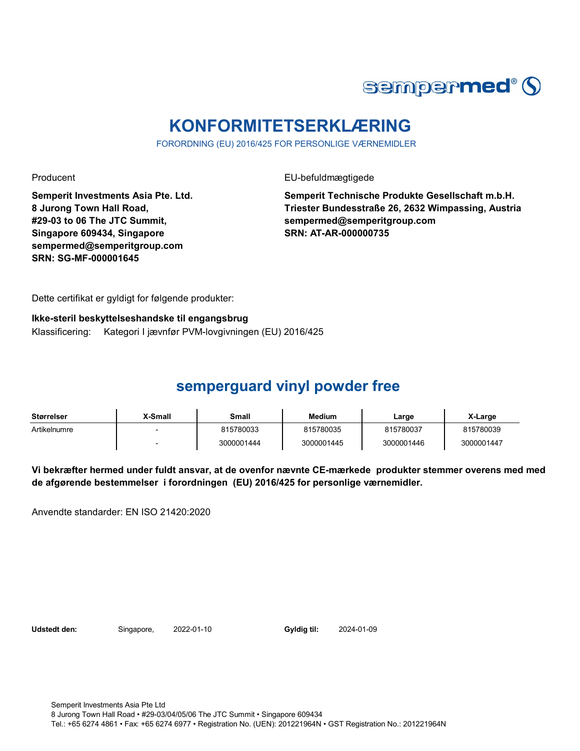# KONFORMITETSERKLÆRING

FORORDNING (EU) 2016/425 FOR PERSONLIGE VÆRNEMIDLER

Producent

**Semperit Investments Asia Pte. Ltd.**
**8 Jurong Town Hall Road,**
**#29-03 to 06 The JTC Summit,**
**Singapore 609434, Singapore**
**sempermed@semperitgroup.com**
**SRN: SG-MF-000001645**

EU-befuldmægtigede

**Semperit Technische Produkte Gesellschaft m.b.H.**
**Triester Bundesstraße 26, 2632 Wimpassing, Austria**
**sempermed@semperitgroup.com**
**SRN: AT-AR-000000735**

Dette certifikat er gyldigt for følgende produkter:

**Ikke-steril beskyttelseshandske til engangsbrug**

Klassificering: Kategori I jævnfør PVM-lovgivningen (EU) 2016/425

## semperguard vinyl powder free

| Størrelser | X-Small | Small | Medium | Large | X-Large |
|---|---|---|---|---|---|
| Artikelnumre | - | 815780033 | 815780035 | 815780037 | 815780039 |
| | - | 3000001444 | 3000001445 | 3000001446 | 3000001447 |

**Vi bekræfter hermed under fuldt ansvar, at de ovenfor nævnte CE-mærkede produkter stemmer overens med med de afgørende bestemmelser i forordningen (EU) 2016/425 for personlige værnemidler.**

Anvendte standarder: EN ISO 21420:2020

**Udstedt den:** Singapore, 2022-01-10 **Gyldig til:** 2024-01-09

Semperit Investments Asia Pte Ltd
8 Jurong Town Hall Road • #29-03/04/05/06 The JTC Summit • Singapore 609434
Tel.: +65 6274 4861 • Fax: +65 6274 6977 • Registration No. (UEN): 201221964N • GST Registration No.: 201221964N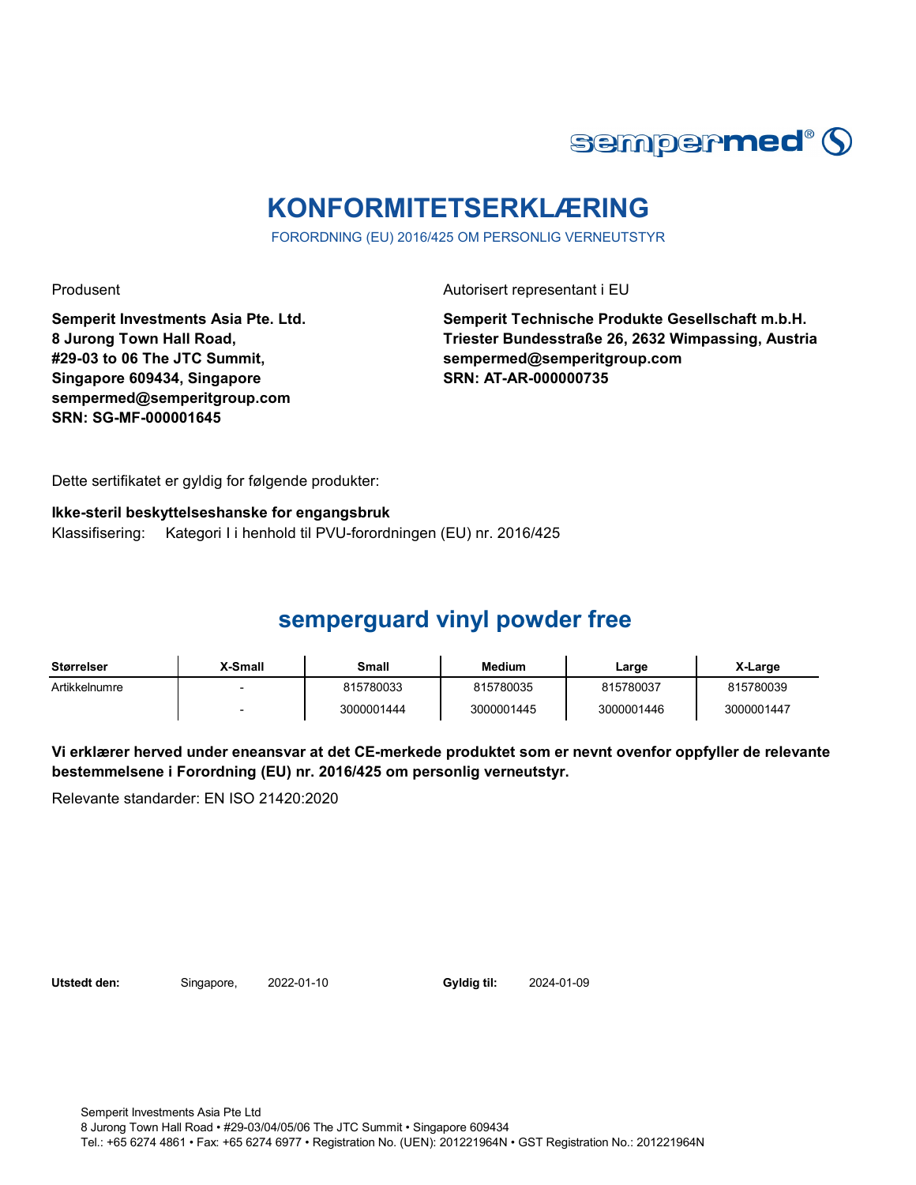# KONFORMITETSERKLÆRING

FORORDNING (EU) 2016/425 OM PERSONLIG VERNEUTSTYR

Produsent

**Semperit Investments Asia Pte. Ltd.**
**8 Jurong Town Hall Road,**
**#29-03 to 06 The JTC Summit,**
**Singapore 609434, Singapore**
**sempermed@semperitgroup.com**
**SRN: SG-MF-000001645**

Autorisert representant i EU

**Semperit Technische Produkte Gesellschaft m.b.H.**
**Triester Bundesstraße 26, 2632 Wimpassing, Austria**
**sempermed@semperitgroup.com**
**SRN: AT-AR-000000735**

Dette sertifikatet er gyldig for følgende produkter:

**Ikke-steril beskyttelseshanske for engangsbruk**
Klassifisering: Kategori I i henhold til PVU-forordningen (EU) nr. 2016/425

## semperguard vinyl powder free

| Størrelser | X-Small | Small | Medium | Large | X-Large |
|---|---|---|---|---|---|
| Artikkelnumre | - | 815780033 | 815780035 | 815780037 | 815780039 |
| | - | 3000001444 | 3000001445 | 3000001446 | 3000001447 |

**Vi erklærer herved under eneansvar at det CE-merkede produktet som er nevnt ovenfor oppfyller de relevante bestemmelsene i Forordning (EU) nr. 2016/425 om personlig verneutstyr.**

Relevante standarder: EN ISO 21420:2020

**Utstedt den:** Singapore, 2022-01-10 **Gyldig til:** 2024-01-09

Semperit Investments Asia Pte Ltd
8 Jurong Town Hall Road • #29-03/04/05/06 The JTC Summit • Singapore 609434
Tel.: +65 6274 4861 • Fax: +65 6274 6977 • Registration No. (UEN): 201221964N • GST Registration No.: 201221964N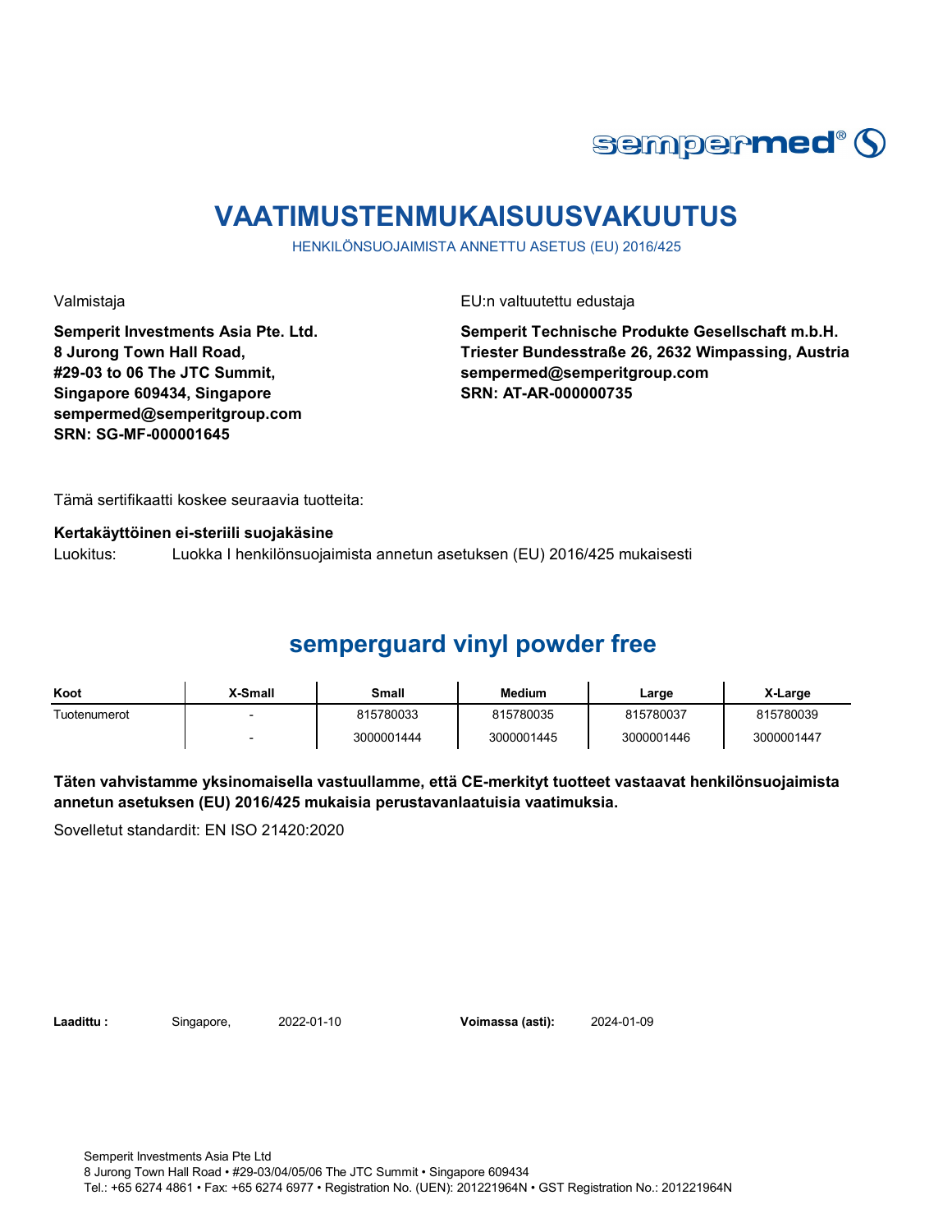# VAATIMUSTENMUKAISUUSVAKUUTUS

HENKILÖNSUOJAIMISTA ANNETTU ASETUS (EU) 2016/425

Valmistaja

**Semperit Investments Asia Pte. Ltd.**
**8 Jurong Town Hall Road,**
**#29-03 to 06 The JTC Summit,**
**Singapore 609434, Singapore**
**sempermed@semperitgroup.com**
**SRN: SG-MF-000001645**

EU:n valtuutettu edustaja

**Semperit Technische Produkte Gesellschaft m.b.H.**
**Triester Bundesstraße 26, 2632 Wimpassing, Austria**
**sempermed@semperitgroup.com**
**SRN: AT-AR-000000735**

Tämä sertifikaatti koskee seuraavia tuotteita:

**Kertakäyttöinen ei-steriili suojakäsine**

Luokitus: Luokka I henkilönsuojaimista annetun asetuksen (EU) 2016/425 mukaisesti

## semperguard vinyl powder free

| Koot | X-Small | Small | Medium | Large | X-Large |
|---|---|---|---|---|---|
| Tuotenumerot | - | 815780033 | 815780035 | 815780037 | 815780039 |
| | - | 3000001444 | 3000001445 | 3000001446 | 3000001447 |

**Täten vahvistamme yksinomaisella vastuullamme, että CE-merkityt tuotteet vastaavat henkilönsuojaimista annetun asetuksen (EU) 2016/425 mukaisia perustavanlaatuisia vaatimuksia.**

Sovelletut standardit: EN ISO 21420:2020

**Laadittu :** Singapore, 2022-01-10 **Voimassa (asti):** 2024-01-09

Semperit Investments Asia Pte Ltd
8 Jurong Town Hall Road • #29-03/04/05/06 The JTC Summit • Singapore 609434
Tel.: +65 6274 4861 • Fax: +65 6274 6977 • Registration No. (UEN): 201221964N • GST Registration No.: 201221964N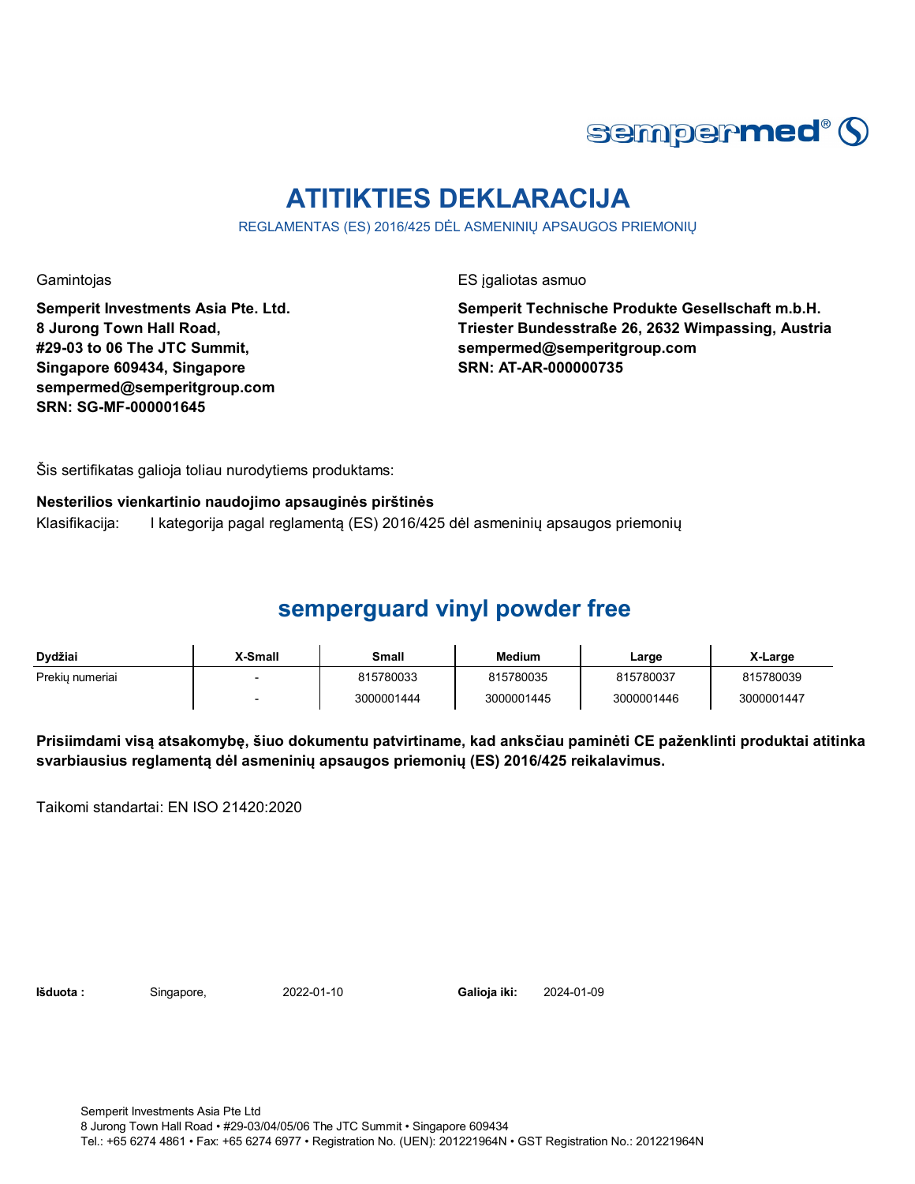sempermed®

# ATITIKTIES DEKLARACIJA

REGLAMENTAS (ES) 2016/425 DĖL ASMENINIŲ APSAUGOS PRIEMONIŲ

Gamintojas

**Semperit Investments Asia Pte. Ltd.**
**8 Jurong Town Hall Road,**
**#29-03 to 06 The JTC Summit,**
**Singapore 609434, Singapore**
**sempermed@semperitgroup.com**
**SRN: SG-MF-000001645**

ES įgaliotas asmuo

**Semperit Technische Produkte Gesellschaft m.b.H.**
**Triester Bundesstraße 26, 2632 Wimpassing, Austria**
**sempermed@semperitgroup.com**
**SRN: AT-AR-000000735**

Šis sertifikatas galioja toliau nurodytiems produktams:

**Nesterilios vienkartinio naudojimo apsauginės pirštinės**

Klasifikacija: I kategorija pagal reglamentą (ES) 2016/425 dėl asmeninių apsaugos priemonių

## semperguard vinyl powder free

| Dydžiai | X-Small | Small | Medium | Large | X-Large |
|---|---|---|---|---|---|
| Prekių numeriai | - | 815780033 | 815780035 | 815780037 | 815780039 |
| | - | 3000001444 | 3000001445 | 3000001446 | 3000001447 |

**Prisiimdami visą atsakomybę, šiuo dokumentu patvirtiname, kad anksčiau paminėti CE paženklinti produktai atitinka svarbiausius reglamentą dėl asmeninių apsaugos priemonių (ES) 2016/425 reikalavimus.**

Taikomi standartai: EN ISO 21420:2020

**Išduota :** Singapore, 2022-01-10 **Galioja iki:** 2024-01-09

Semperit Investments Asia Pte Ltd
8 Jurong Town Hall Road • #29-03/04/05/06 The JTC Summit • Singapore 609434
Tel.: +65 6274 4861 • Fax: +65 6274 6977 • Registration No. (UEN): 201221964N • GST Registration No.: 201221964N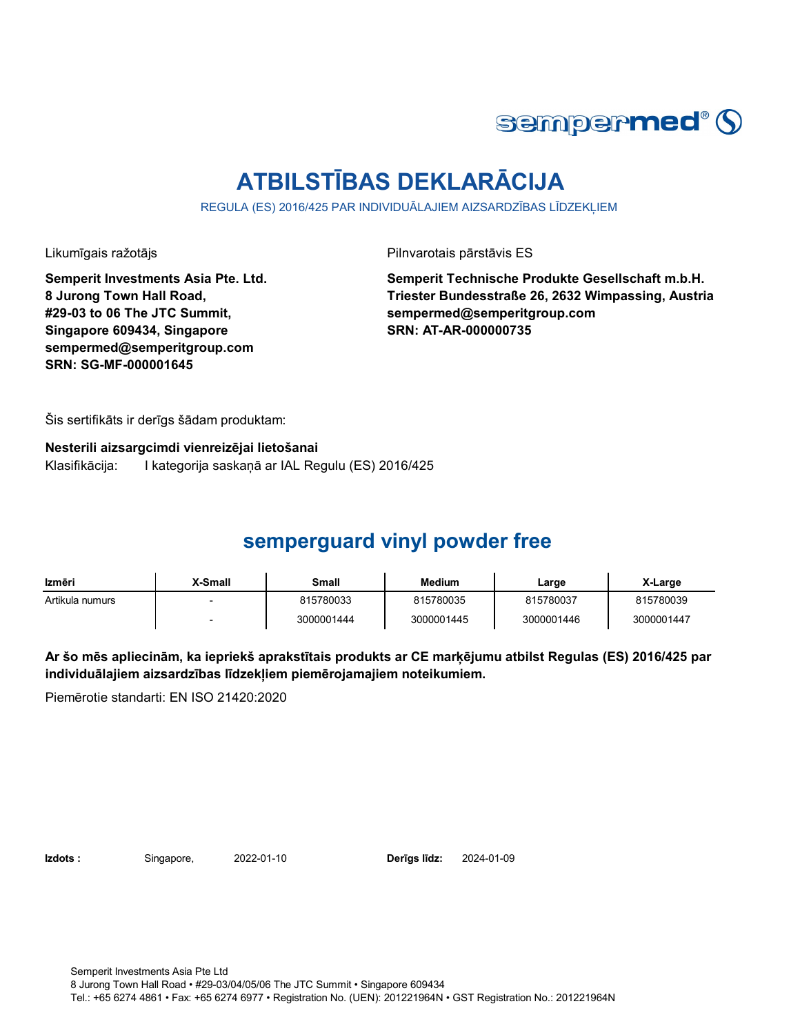sempermed®

# ATBILSTĪBAS DEKLARĀCIJA

REGULA (ES) 2016/425 PAR INDIVIDUĀLAJIEM AIZSARDZĪBAS LĪDZEKĻIEM

Likumīgais ražotājs

**Semperit Investments Asia Pte. Ltd.**
**8 Jurong Town Hall Road,**
**#29-03 to 06 The JTC Summit,**
**Singapore 609434, Singapore**
**sempermed@semperitgroup.com**
**SRN: SG-MF-000001645**

Pilnvarotais pārstāvis ES

**Semperit Technische Produkte Gesellschaft m.b.H.**
**Triester Bundesstraße 26, 2632 Wimpassing, Austria**
**sempermed@semperitgroup.com**
**SRN: AT-AR-000000735**

Šis sertifikāts ir derīgs šādam produktam:

**Nesterili aizsargcimdi vienreizējai lietošanai**
Klasifikācija: I kategorija saskaņā ar IAL Regulu (ES) 2016/425

## semperguard vinyl powder free

| Izmēri | X-Small | Small | Medium | Large | X-Large |
|---|---|---|---|---|---|
| Artikula numurs | - | 815780033 | 815780035 | 815780037 | 815780039 |
| | - | 3000001444 | 3000001445 | 3000001446 | 3000001447 |

**Ar šo mēs apliecinām, ka iepriekš aprakstītais produkts ar CE marķējumu atbilst Regulas (ES) 2016/425 par individuālajiem aizsardzības līdzekļiem piemērojamajiem noteikumiem.**

Piemērotie standarti: EN ISO 21420:2020

**Izdots :** Singapore, 2022-01-10 **Derīgs līdz:** 2024-01-09

Semperit Investments Asia Pte Ltd
8 Jurong Town Hall Road • #29-03/04/05/06 The JTC Summit • Singapore 609434
Tel.: +65 6274 4861 • Fax: +65 6274 6977 • Registration No. (UEN): 201221964N • GST Registration No.: 201221964N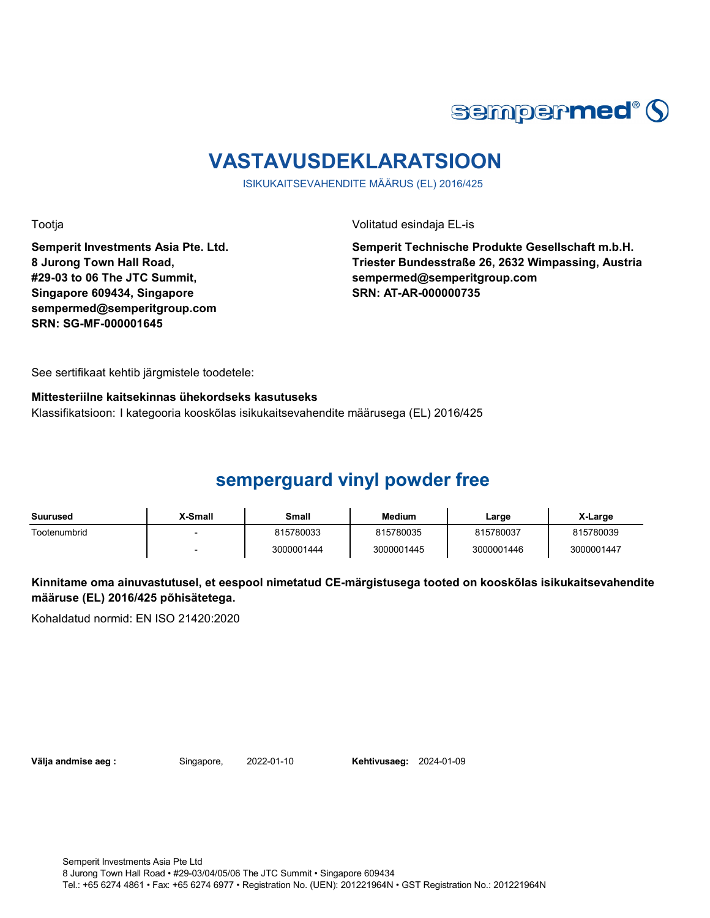sempermed®

# VASTAVUSDEKLARATSIOON

ISIKUKAITSEVAHENDITE MÄÄRUS (EL) 2016/425

Tootja

**Semperit Investments Asia Pte. Ltd.**
**8 Jurong Town Hall Road,**
**#29-03 to 06 The JTC Summit,**
**Singapore 609434, Singapore**
**sempermed@semperitgroup.com**
**SRN: SG-MF-000001645**

Volitatud esindaja EL-is

**Semperit Technische Produkte Gesellschaft m.b.H.**
**Triester Bundesstraße 26, 2632 Wimpassing, Austria**
**sempermed@semperitgroup.com**
**SRN: AT-AR-000000735**

See sertifikaat kehtib järgmistele toodetele:

**Mittesteriilne kaitsekinnas ühekordseks kasutuseks**
Klassifikatsioon: I kategooria kooskõlas isikukaitsevahendite määrusega (EL) 2016/425

## semperguard vinyl powder free

| Suurused | X-Small | Small | Medium | Large | X-Large |
|---|---|---|---|---|---|
| Tootenumbrid | - | 815780033 | 815780035 | 815780037 | 815780039 |
| | - | 3000001444 | 3000001445 | 3000001446 | 3000001447 |

**Kinnitame oma ainuvastutusel, et eespool nimetatud CE-märgistusega tooted on kooskõlas isikukaitsevahendite määruse (EL) 2016/425 põhisätetega.**

Kohaldatud normid: EN ISO 21420:2020

**Välja andmise aeg :** Singapore, 2022-01-10 **Kehtivusaeg:** 2024-01-09

Semperit Investments Asia Pte Ltd
8 Jurong Town Hall Road • #29-03/04/05/06 The JTC Summit • Singapore 609434
Tel.: +65 6274 4861 • Fax: +65 6274 6977 • Registration No. (UEN): 201221964N • GST Registration No.: 201221964N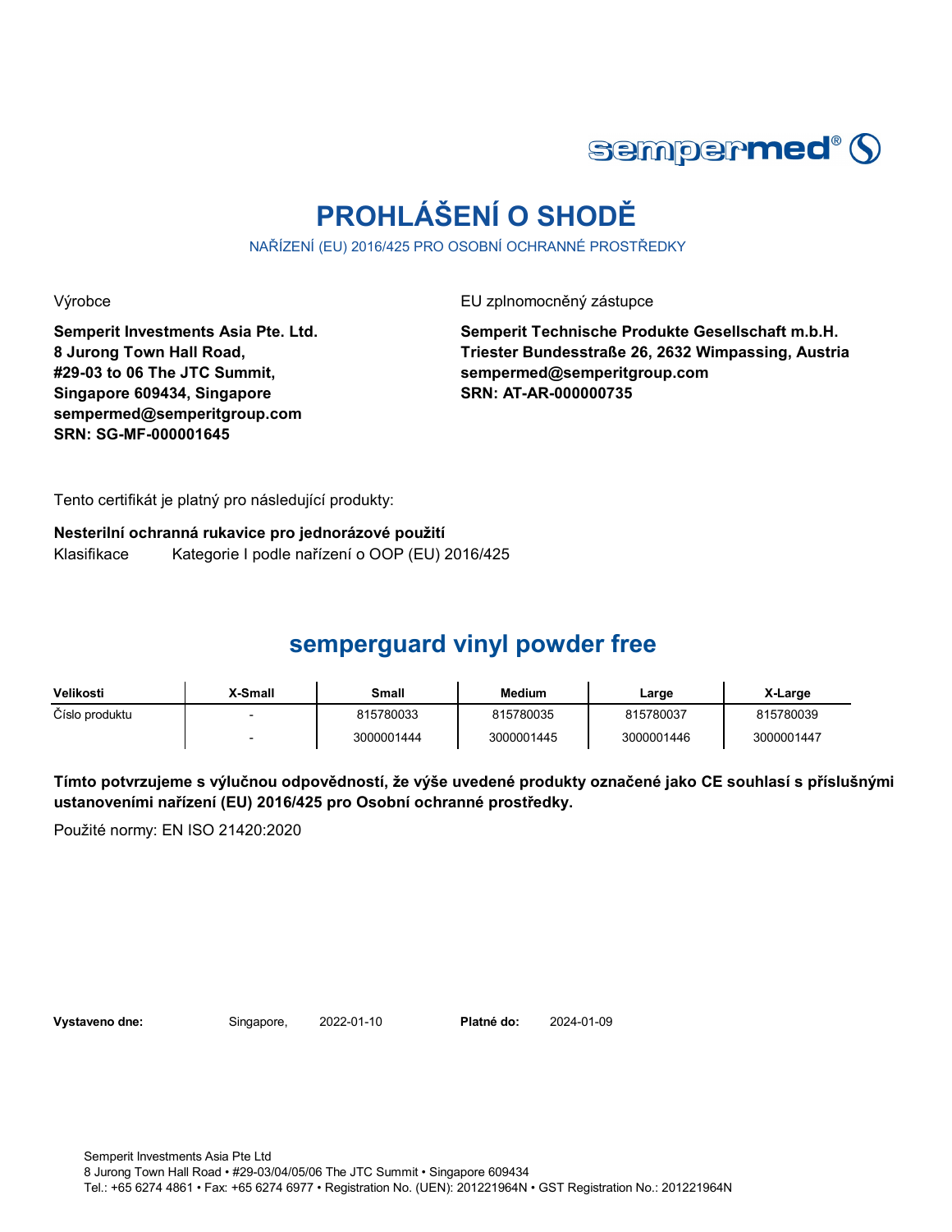sempermed®

# PROHLÁŠENÍ O SHODĚ

NAŘÍZENÍ (EU) 2016/425 PRO OSOBNÍ OCHRANNÉ PROSTŘEDKY

Výrobce

**Semperit Investments Asia Pte. Ltd.**
**8 Jurong Town Hall Road,**
**#29-03 to 06 The JTC Summit,**
**Singapore 609434, Singapore**
**sempermed@semperitgroup.com**
**SRN: SG-MF-000001645**

EU zplnomocněný zástupce

**Semperit Technische Produkte Gesellschaft m.b.H.**
**Triester Bundesstraße 26, 2632 Wimpassing, Austria**
**sempermed@semperitgroup.com**
**SRN: AT-AR-000000735**

Tento certifikát je platný pro následující produkty:

**Nesterilní ochranná rukavice pro jednorázové použití**
Klasifikace    Kategorie I podle nařízení o OOP (EU) 2016/425

## semperguard vinyl powder free

| Velikosti | X-Small | Small | Medium | Large | X-Large |
|---|---|---|---|---|---|
| Číslo produktu | - | 815780033 | 815780035 | 815780037 | 815780039 |
| | - | 3000001444 | 3000001445 | 3000001446 | 3000001447 |

**Tímto potvrzujeme s výlučnou odpovědností, že výše uvedené produkty označené jako CE souhlasí s příslušnými ustanoveními nařízení (EU) 2016/425 pro Osobní ochranné prostředky.**

Použité normy: EN ISO 21420:2020

**Vystaveno dne:** Singapore, 2022-01-10 **Platné do:** 2024-01-09

Semperit Investments Asia Pte Ltd
8 Jurong Town Hall Road • #29-03/04/05/06 The JTC Summit • Singapore 609434
Tel.: +65 6274 4861 • Fax: +65 6274 6977 • Registration No. (UEN): 201221964N • GST Registration No.: 201221964N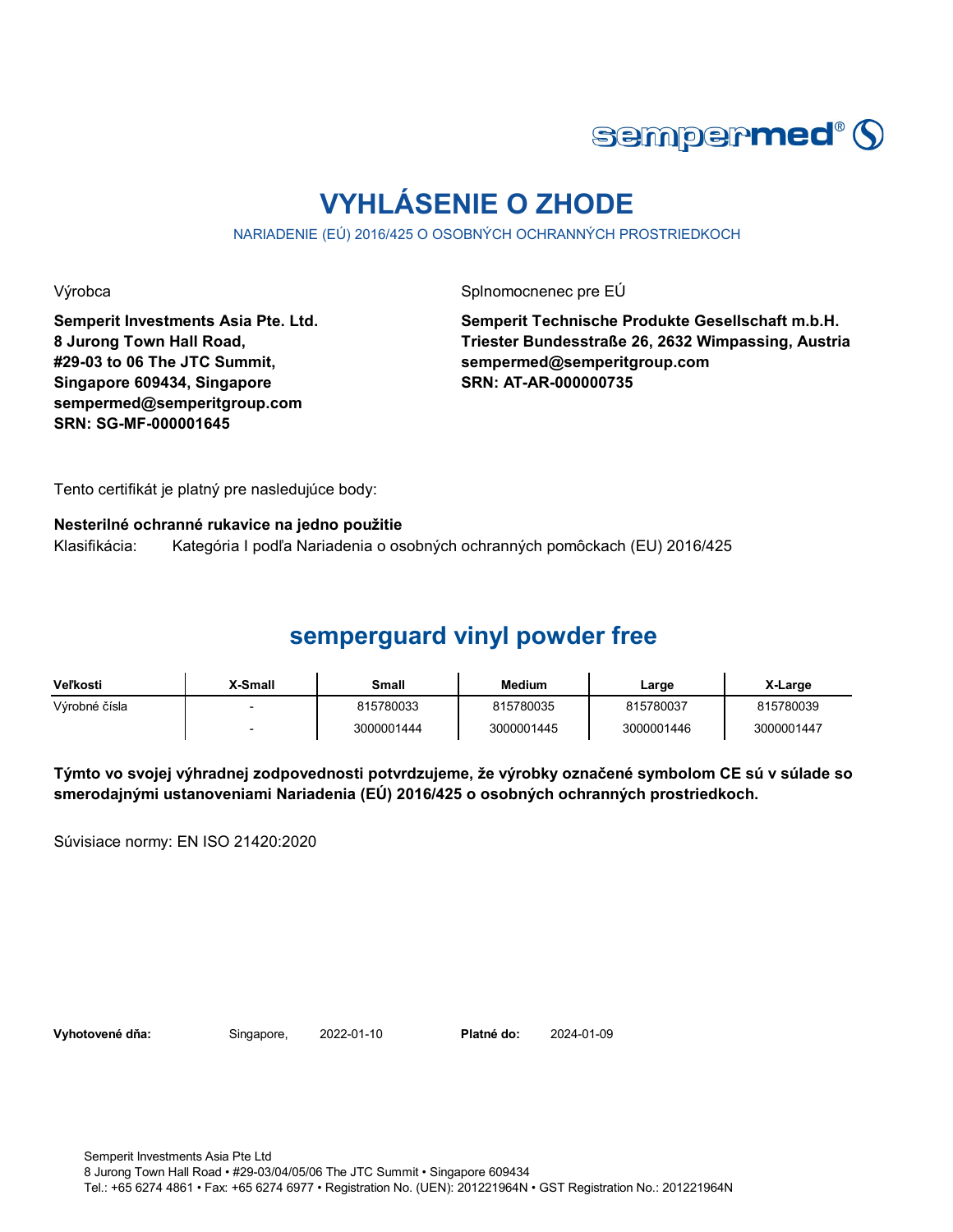sempermed®

# VYHLÁSENIE O ZHODE

NARIADENIE (EÚ) 2016/425 O OSOBNÝCH OCHRANNÝCH PROSTRIEDKOCH

Výrobca

**Semperit Investments Asia Pte. Ltd.**
**8 Jurong Town Hall Road,**
**#29-03 to 06 The JTC Summit,**
**Singapore 609434, Singapore**
**sempermed@semperitgroup.com**
**SRN: SG-MF-000001645**

Splnomocnenec pre EÚ

**Semperit Technische Produkte Gesellschaft m.b.H.**
**Triester Bundesstraße 26, 2632 Wimpassing, Austria**
**sempermed@semperitgroup.com**
**SRN: AT-AR-000000735**

Tento certifikát je platný pre nasledujúce body:

**Nesterilné ochranné rukavice na jedno použitie**
Klasifikácia: Kategória I podľa Nariadenia o osobných ochranných pomôckach (EU) 2016/425

## semperguard vinyl powder free

| Veľkosti | X-Small | Small | Medium | Large | X-Large |
|---|---|---|---|---|---|
| Výrobné čísla | - | 815780033 | 815780035 | 815780037 | 815780039 |
| | - | 3000001444 | 3000001445 | 3000001446 | 3000001447 |

**Týmto vo svojej výhradnej zodpovednosti potvrdzujeme, že výrobky označené symbolom CE sú v súlade so smerodajnými ustanoveniami Nariadenia (EÚ) 2016/425 o osobných ochranných prostriedkoch.**

Súvisiace normy: EN ISO 21420:2020

**Vyhotovené dňa:** Singapore, 2022-01-10 **Platné do:** 2024-01-09

Semperit Investments Asia Pte Ltd
8 Jurong Town Hall Road • #29-03/04/05/06 The JTC Summit • Singapore 609434
Tel.: +65 6274 4861 • Fax: +65 6274 6977 • Registration No. (UEN): 201221964N • GST Registration No.: 201221964N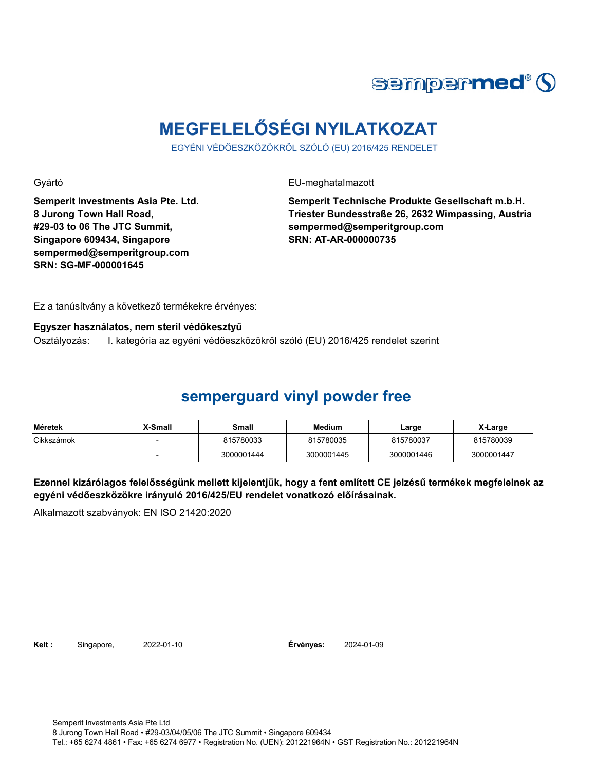sempermed®

# MEGFELELŐSÉGI NYILATKOZAT

EGYÉNI VÉDŐESZKÖZÖKRŐL SZÓLÓ (EU) 2016/425 RENDELET

Gyártó

**Semperit Investments Asia Pte. Ltd.**
**8 Jurong Town Hall Road,**
**#29-03 to 06 The JTC Summit,**
**Singapore 609434, Singapore**
**sempermed@semperitgroup.com**
**SRN: SG-MF-000001645**

EU-meghatalmazott

**Semperit Technische Produkte Gesellschaft m.b.H.**
**Triester Bundesstraße 26, 2632 Wimpassing, Austria**
**sempermed@semperitgroup.com**
**SRN: AT-AR-000000735**

Ez a tanúsítvány a következő termékekre érvényes:

**Egyszer használatos, nem steril védőkesztyű**

Osztályozás: I. kategória az egyéni védőeszközökről szóló (EU) 2016/425 rendelet szerint

## semperguard vinyl powder free

| Méretek | X-Small | Small | Medium | Large | X-Large |
|---|---|---|---|---|---|
| Cikkszámok | - | 815780033 | 815780035 | 815780037 | 815780039 |
| | - | 3000001444 | 3000001445 | 3000001446 | 3000001447 |

**Ezennel kizárólagos felelősségünk mellett kijelentjük, hogy a fent említett CE jelzésű termékek megfelelnek az egyéni védőeszközökre irányuló 2016/425/EU rendelet vonatkozó előírásainak.**

Alkalmazott szabványok: EN ISO 21420:2020

**Kelt :** Singapore, 2022-01-10 **Érvényes:** 2024-01-09

Semperit Investments Asia Pte Ltd
8 Jurong Town Hall Road • #29-03/04/05/06 The JTC Summit • Singapore 609434
Tel.: +65 6274 4861 • Fax: +65 6274 6977 • Registration No. (UEN): 201221964N • GST Registration No.: 201221964N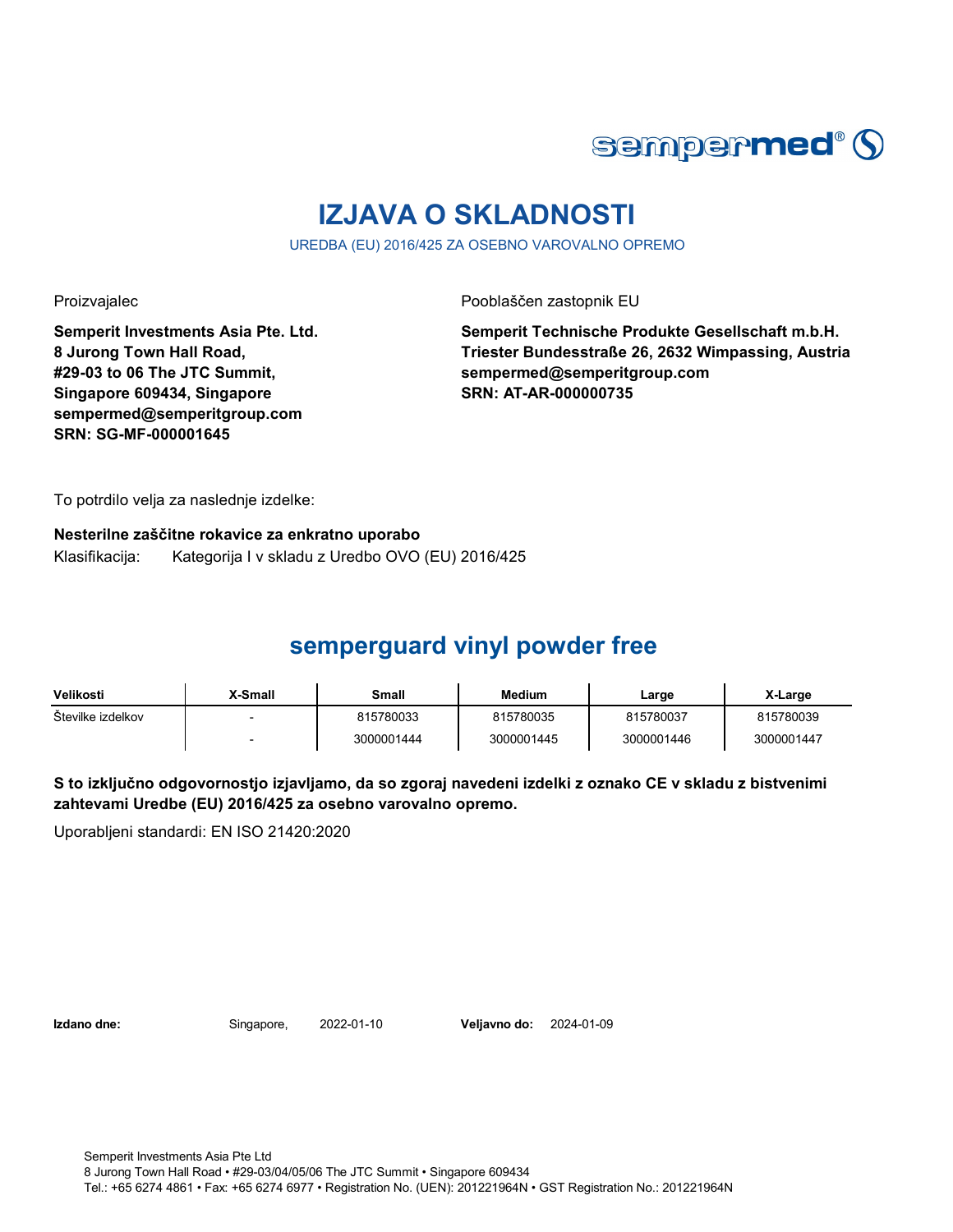# IZJAVA O SKLADNOSTI

UREDBA (EU) 2016/425 ZA OSEBNO VAROVALNO OPREMO

Proizvajalec

**Semperit Investments Asia Pte. Ltd.**
**8 Jurong Town Hall Road,**
**#29-03 to 06 The JTC Summit,**
**Singapore 609434, Singapore**
**sempermed@semperitgroup.com**
**SRN: SG-MF-000001645**

Pooblaščen zastopnik EU

**Semperit Technische Produkte Gesellschaft m.b.H.**
**Triester Bundesstraße 26, 2632 Wimpassing, Austria**
**sempermed@semperitgroup.com**
**SRN: AT-AR-000000735**

To potrdilo velja za naslednje izdelke:

**Nesterilne zaščitne rokavice za enkratno uporabo**
Klasifikacija: Kategorija I v skladu z Uredbo OVO (EU) 2016/425

## semperguard vinyl powder free

| Velikosti | X-Small | Small | Medium | Large | X-Large |
|---|---|---|---|---|---|
| Številke izdelkov | - | 815780033 | 815780035 | 815780037 | 815780039 |
| | - | 3000001444 | 3000001445 | 3000001446 | 3000001447 |

**S to izključno odgovornostjo izjavljamo, da so zgoraj navedeni izdelki z oznako CE v skladu z bistvenimi zahtevami Uredbe (EU) 2016/425 za osebno varovalno opremo.**

Uporabljeni standardi: EN ISO 21420:2020

**Izdano dne:** Singapore, 2022-01-10 **Veljavno do:** 2024-01-09

Semperit Investments Asia Pte Ltd
8 Jurong Town Hall Road • #29-03/04/05/06 The JTC Summit • Singapore 609434
Tel.: +65 6274 4861 • Fax: +65 6274 6977 • Registration No. (UEN): 201221964N • GST Registration No.: 201221964N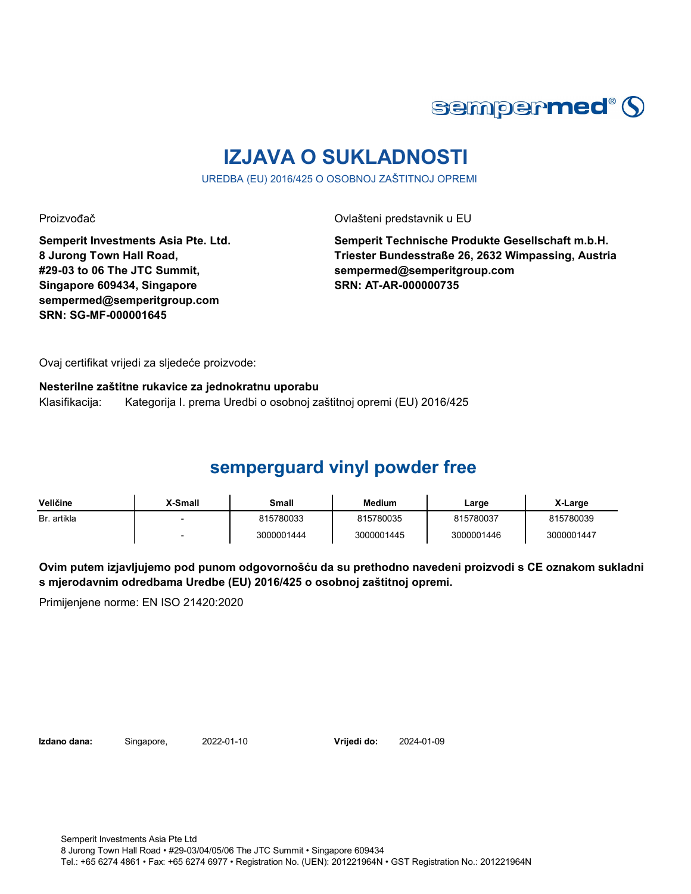sempermed®

# IZJAVA O SUKLADNOSTI

UREDBA (EU) 2016/425 O OSOBNOJ ZAŠTITNOJ OPREMI

Proizvođač

**Semperit Investments Asia Pte. Ltd.**
**8 Jurong Town Hall Road,**
**#29-03 to 06 The JTC Summit,**
**Singapore 609434, Singapore**
**sempermed@semperitgroup.com**
**SRN: SG-MF-000001645**

Ovlašteni predstavnik u EU

**Semperit Technische Produkte Gesellschaft m.b.H.**
**Triester Bundesstraße 26, 2632 Wimpassing, Austria**
**sempermed@semperitgroup.com**
**SRN: AT-AR-000000735**

Ovaj certifikat vrijedi za sljedeće proizvode:

**Nesterilne zaštitne rukavice za jednokratnu uporabu**

Klasifikacija: Kategorija I. prema Uredbi o osobnoj zaštitnoj opremi (EU) 2016/425

## semperguard vinyl powder free

| Veličine | X-Small | Small | Medium | Large | X-Large |
|---|---|---|---|---|---|
| Br. artikla | - | 815780033 | 815780035 | 815780037 | 815780039 |
| | - | 3000001444 | 3000001445 | 3000001446 | 3000001447 |

**Ovim putem izjavljujemo pod punom odgovornošću da su prethodno navedeni proizvodi s CE oznakom sukladni s mjerodavnim odredbama Uredbe (EU) 2016/425 o osobnoj zaštitnoj opremi.**

Primijenjene norme: EN ISO 21420:2020

**Izdano dana:** Singapore, 2022-01-10 **Vrijedi do:** 2024-01-09

Semperit Investments Asia Pte Ltd
8 Jurong Town Hall Road • #29-03/04/05/06 The JTC Summit • Singapore 609434
Tel.: +65 6274 4861 • Fax: +65 6274 6977 • Registration No. (UEN): 201221964N • GST Registration No.: 201221964N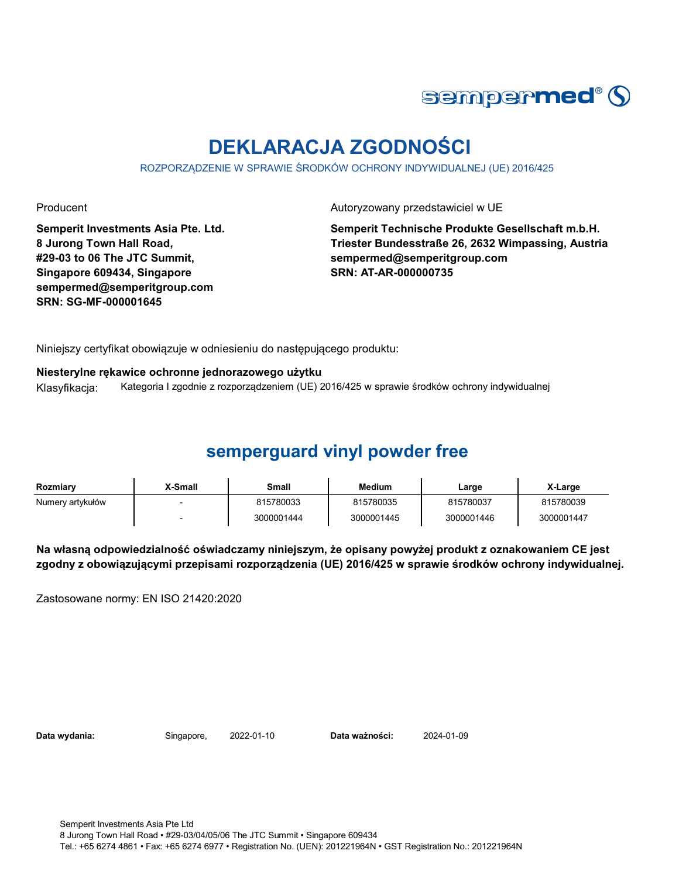sempermed®

# DEKLARACJA ZGODNOŚCI

ROZPORZĄDZENIE W SPRAWIE ŚRODKÓW OCHRONY INDYWIDUALNEJ (UE) 2016/425

Producent

**Semperit Investments Asia Pte. Ltd.**
**8 Jurong Town Hall Road,**
**#29-03 to 06 The JTC Summit,**
**Singapore 609434, Singapore**
**sempermed@semperitgroup.com**
**SRN: SG-MF-000001645**

Autoryzowany przedstawiciel w UE

**Semperit Technische Produkte Gesellschaft m.b.H.**
**Triester Bundesstraße 26, 2632 Wimpassing, Austria**
**sempermed@semperitgroup.com**
**SRN: AT-AR-000000735**

Niniejszy certyfikat obowiązuje w odniesieniu do następującego produktu:

**Niesterylne rękawice ochronne jednorazowego użytku**

Klasyfikacja: Kategoria I zgodnie z rozporządzeniem (UE) 2016/425 w sprawie środków ochrony indywidualnej

## semperguard vinyl powder free

| Rozmiary | X-Small | Small | Medium | Large | X-Large |
|---|---|---|---|---|---|
| Numery artykułów | - | 815780033 | 815780035 | 815780037 | 815780039 |
| | - | 3000001444 | 3000001445 | 3000001446 | 3000001447 |

**Na własną odpowiedzialność oświadczamy niniejszym, że opisany powyżej produkt z oznakowaniem CE jest zgodny z obowiązującymi przepisami rozporządzenia (UE) 2016/425 w sprawie środków ochrony indywidualnej.**

Zastosowane normy: EN ISO 21420:2020

**Data wydania:** Singapore, 2022-01-10 **Data ważności:** 2024-01-09

Semperit Investments Asia Pte Ltd
8 Jurong Town Hall Road • #29-03/04/05/06 The JTC Summit • Singapore 609434
Tel.: +65 6274 4861 • Fax: +65 6274 6977 • Registration No. (UEN): 201221964N • GST Registration No.: 201221964N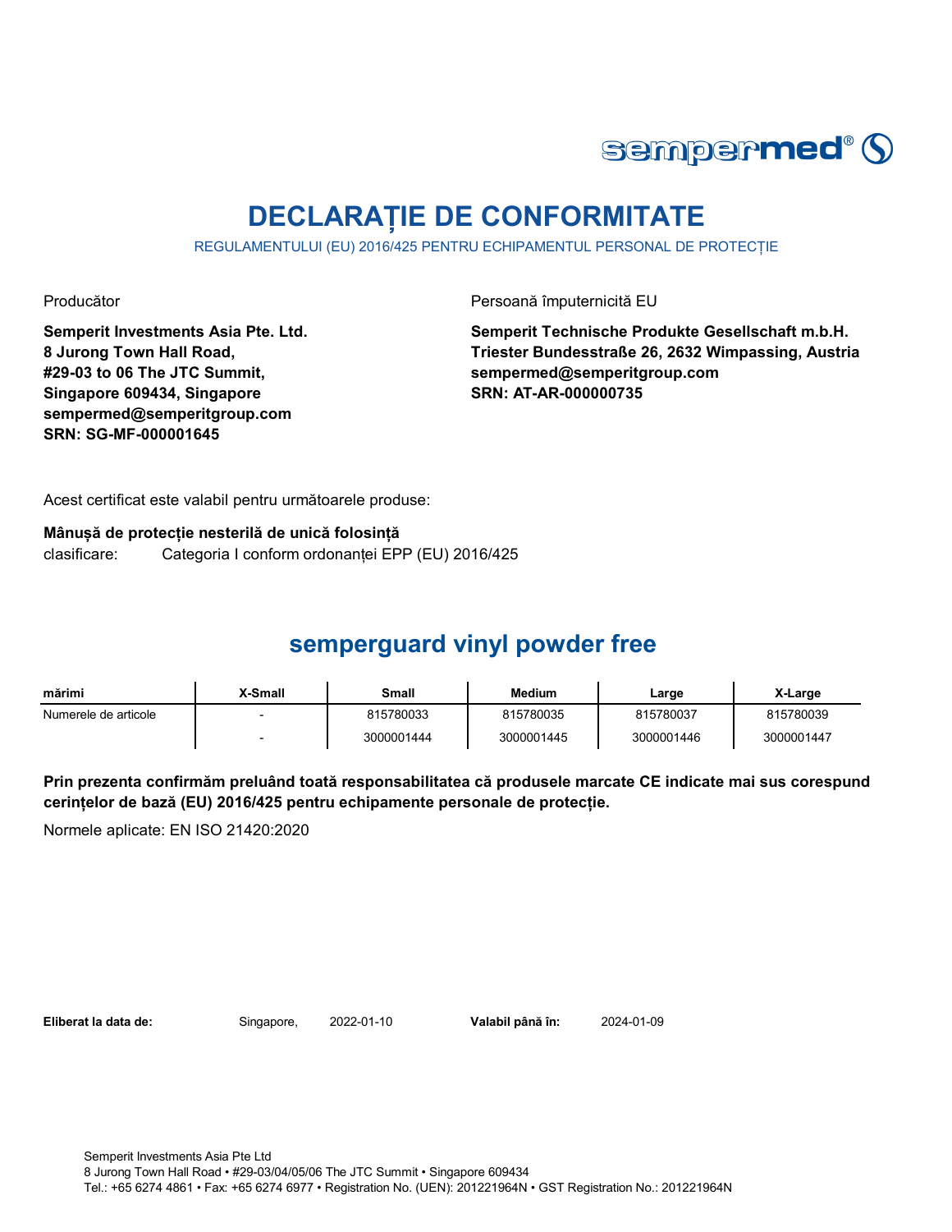# DECLARAȚIE DE CONFORMITATE

REGULAMENTULUI (EU) 2016/425 PENTRU ECHIPAMENTUL PERSONAL DE PROTECȚIE

Producător

**Semperit Investments Asia Pte. Ltd.**
**8 Jurong Town Hall Road,**
**#29-03 to 06 The JTC Summit,**
**Singapore 609434, Singapore**
**sempermed@semperitgroup.com**
**SRN: SG-MF-000001645**

Persoană împuternicită EU

**Semperit Technische Produkte Gesellschaft m.b.H.**
**Triester Bundesstraße 26, 2632 Wimpassing, Austria**
**sempermed@semperitgroup.com**
**SRN: AT-AR-000000735**

Acest certificat este valabil pentru următoarele produse:

**Mânușă de protecție nesterilă de unică folosință**
clasificare: Categoria I conform ordonanței EPP (EU) 2016/425

## semperguard vinyl powder free

| mărimi | X-Small | Small | Medium | Large | X-Large |
|---|---|---|---|---|---|
| Numerele de articole | - | 815780033 | 815780035 | 815780037 | 815780039 |
| | - | 3000001444 | 3000001445 | 3000001446 | 3000001447 |

**Prin prezenta confirmăm preluând toată responsabilitatea că produsele marcate CE indicate mai sus corespund cerințelor de bază (EU) 2016/425 pentru echipamente personale de protecție.**

Normele aplicate: EN ISO 21420:2020

**Eliberat la data de:** Singapore, 2022-01-10 **Valabil până în:** 2024-01-09

Semperit Investments Asia Pte Ltd
8 Jurong Town Hall Road • #29-03/04/05/06 The JTC Summit • Singapore 609434
Tel.: +65 6274 4861 • Fax: +65 6274 6977 • Registration No. (UEN): 201221964N • GST Registration No.: 201221964N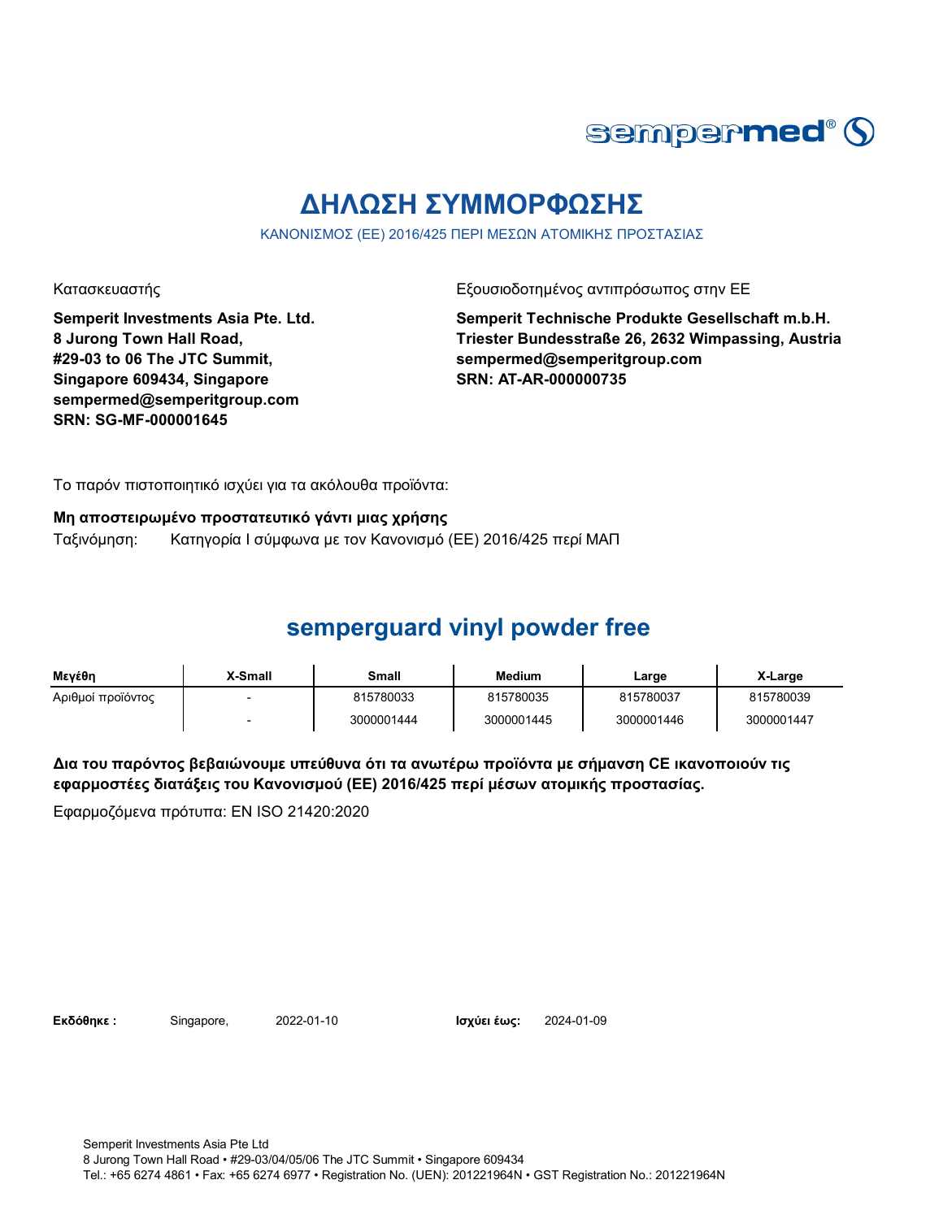sempermed®

# ΔΗΛΩΣΗ ΣΥΜΜΟΡΦΩΣΗΣ

ΚΑΝΟΝΙΣΜΟΣ (ΕΕ) 2016/425 ΠΕΡΙ ΜΕΣΩΝ ΑΤΟΜΙΚΗΣ ΠΡΟΣΤΑΣΙΑΣ

Κατασκευαστής

**Semperit Investments Asia Pte. Ltd.**
**8 Jurong Town Hall Road,**
**#29-03 to 06 The JTC Summit,**
**Singapore 609434, Singapore**
**sempermed@semperitgroup.com**
**SRN: SG-MF-000001645**

Εξουσιοδοτημένος αντιπρόσωπος στην ΕΕ

**Semperit Technische Produkte Gesellschaft m.b.H.**
**Triester Bundesstraße 26, 2632 Wimpassing, Austria**
**sempermed@semperitgroup.com**
**SRN: AT-AR-000000735**

Το παρόν πιστοποιητικό ισχύει για τα ακόλουθα προϊόντα:

**Μη αποστειρωμένο προστατευτικό γάντι μιας χρήσης**

Ταξινόμηση: Κατηγορία I σύμφωνα με τον Κανονισμό (ΕΕ) 2016/425 περί ΜΑΠ

## semperguard vinyl powder free

| Μεγέθη | X-Small | Small | Medium | Large | X-Large |
|---|---|---|---|---|---|
| Αριθμοί προϊόντος | - | 815780033 | 815780035 | 815780037 | 815780039 |
| | - | 3000001444 | 3000001445 | 3000001446 | 3000001447 |

**Δια του παρόντος βεβαιώνουμε υπεύθυνα ότι τα ανωτέρω προϊόντα με σήμανση CE ικανοποιούν τις εφαρμοστέες διατάξεις του Κανονισμού (ΕΕ) 2016/425 περί μέσων ατομικής προστασίας.**

Εφαρμοζόμενα πρότυπα: EN ISO 21420:2020

**Εκδόθηκε :** Singapore, 2022-01-10 **Ισχύει έως:** 2024-01-09

Semperit Investments Asia Pte Ltd
8 Jurong Town Hall Road • #29-03/04/05/06 The JTC Summit • Singapore 609434
Tel.: +65 6274 4861 • Fax: +65 6274 6977 • Registration No. (UEN): 201221964N • GST Registration No.: 201221964N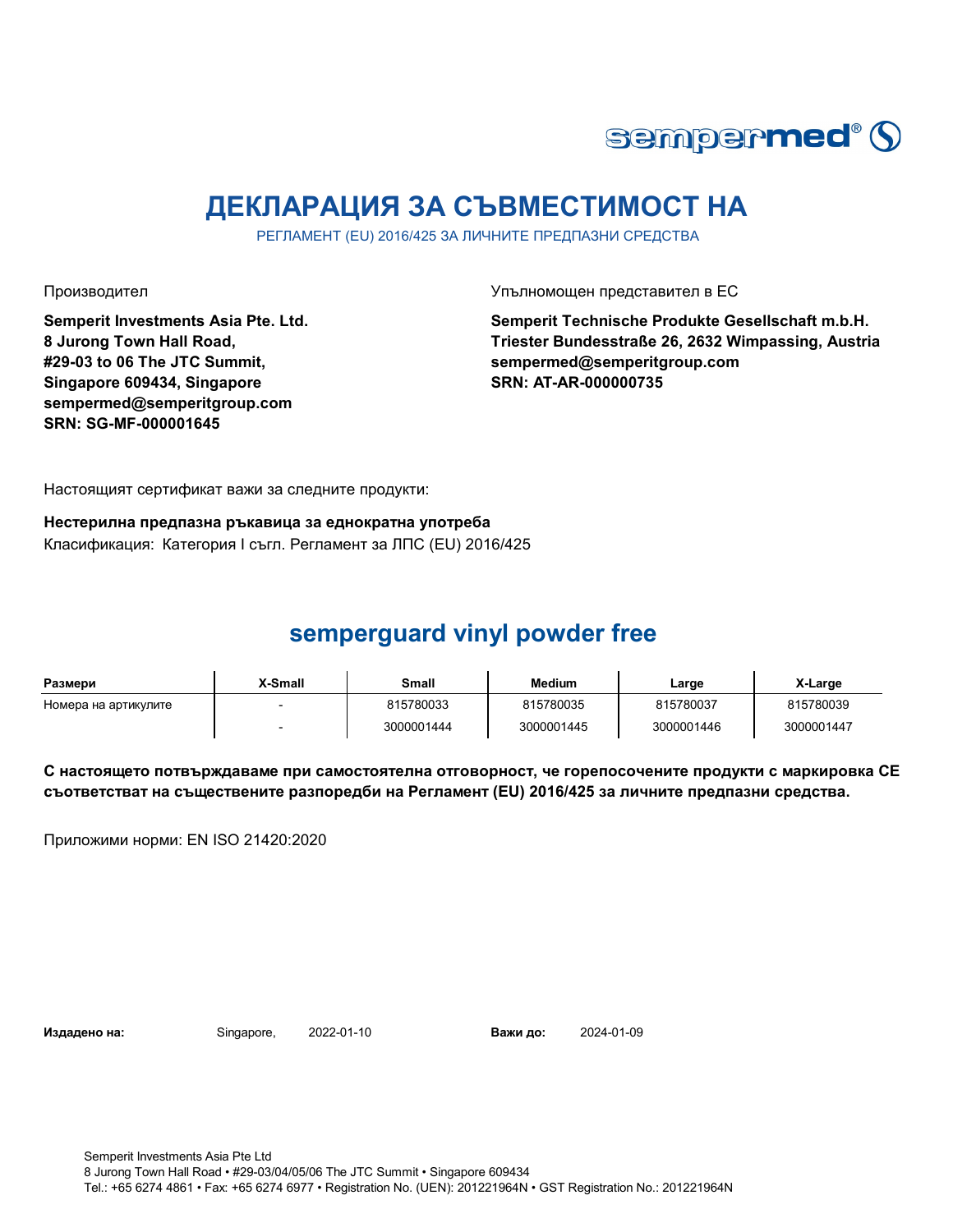sempermed®

# ДЕКЛАРАЦИЯ ЗА СЪВМЕСТИМОСТ НА

РЕГЛАМЕНТ (EU) 2016/425 ЗА ЛИЧНИТЕ ПРЕДПАЗНИ СРЕДСТВА

Производител

**Semperit Investments Asia Pte. Ltd.**
**8 Jurong Town Hall Road,**
**#29-03 to 06 The JTC Summit,**
**Singapore 609434, Singapore**
**sempermed@semperitgroup.com**
**SRN: SG-MF-000001645**

Упълномощен представител в ЕС

**Semperit Technische Produkte Gesellschaft m.b.H.**
**Triester Bundesstraße 26, 2632 Wimpassing, Austria**
**sempermed@semperitgroup.com**
**SRN: AT-AR-000000735**

Настоящият сертификат важи за следните продукти:

**Нестерилна предпазна ръкавица за еднократна употреба**
Класификация: Категория I съгл. Регламент за ЛПС (EU) 2016/425

## semperguard vinyl powder free

| Размери | X-Small | Small | Medium | Large | X-Large |
|---|---|---|---|---|---|
| Номера на артикулите | - | 815780033 | 815780035 | 815780037 | 815780039 |
| | - | 3000001444 | 3000001445 | 3000001446 | 3000001447 |

**С настоящето потвърждаваме при самостоятелна отговорност, че горепосочените продукти с маркировка CE съответстват на съществените разпоредби на Регламент (EU) 2016/425 за личните предпазни средства.**

Приложими норми: EN ISO 21420:2020

**Издадено на:** Singapore, 2022-01-10 **Важи до:** 2024-01-09

Semperit Investments Asia Pte Ltd
8 Jurong Town Hall Road • #29-03/04/05/06 The JTC Summit • Singapore 609434
Tel.: +65 6274 4861 • Fax: +65 6274 6977 • Registration No. (UEN): 201221964N • GST Registration No.: 201221964N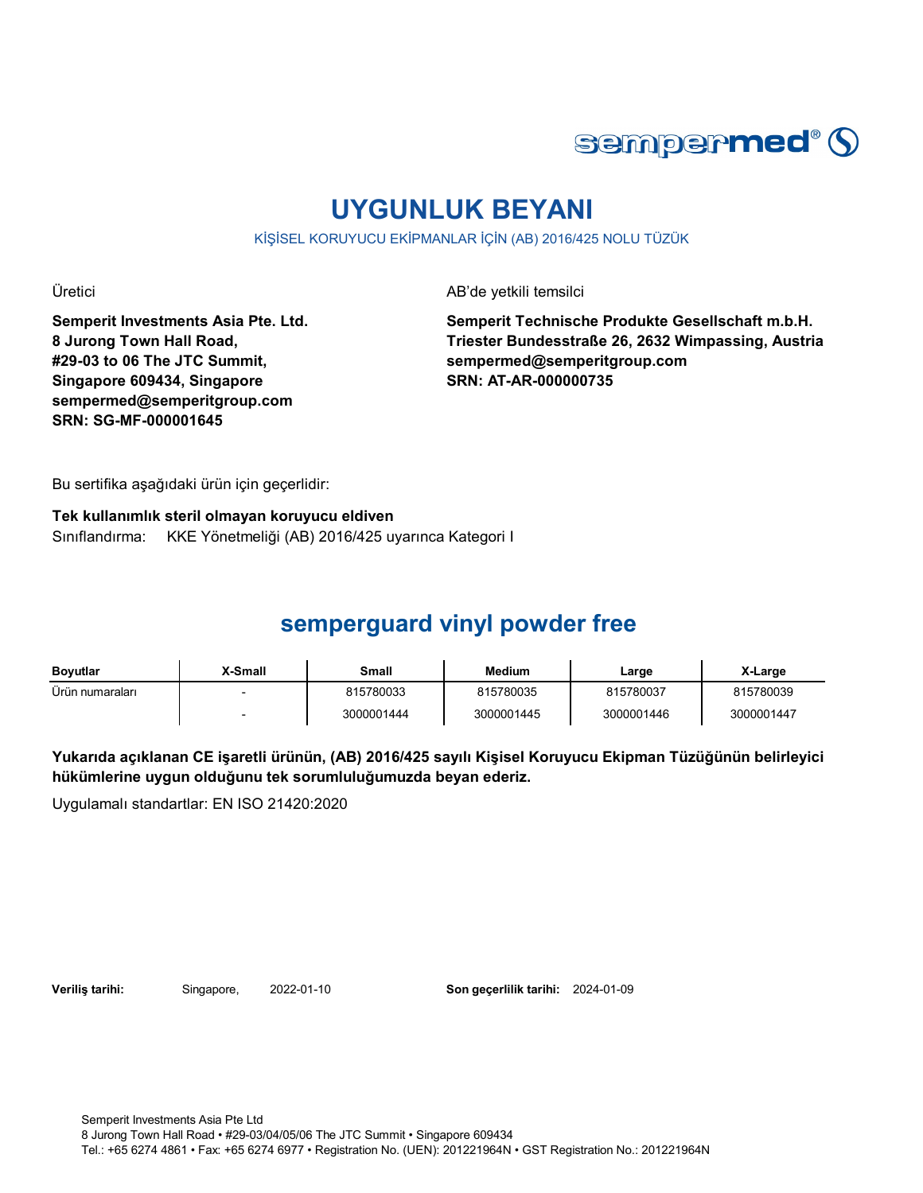sempermed®

# UYGUNLUK BEYANI

KİŞİSEL KORUYUCU EKİPMANLAR İÇİN (AB) 2016/425 NOLU TÜZÜK

Üretici

**Semperit Investments Asia Pte. Ltd.**
**8 Jurong Town Hall Road,**
**#29-03 to 06 The JTC Summit,**
**Singapore 609434, Singapore**
**sempermed@semperitgroup.com**
**SRN: SG-MF-000001645**

AB'de yetkili temsilci

**Semperit Technische Produkte Gesellschaft m.b.H.**
**Triester Bundesstraße 26, 2632 Wimpassing, Austria**
**sempermed@semperitgroup.com**
**SRN: AT-AR-000000735**

Bu sertifika aşağıdaki ürün için geçerlidir:

**Tek kullanımlık steril olmayan koruyucu eldiven**
Sınıflandırma: KKE Yönetmeliği (AB) 2016/425 uyarınca Kategori I

## semperguard vinyl powder free

| Boyutlar | X-Small | Small | Medium | Large | X-Large |
|---|---|---|---|---|---|
| Ürün numaraları | - | 815780033 | 815780035 | 815780037 | 815780039 |
| | - | 3000001444 | 3000001445 | 3000001446 | 3000001447 |

**Yukarıda açıklanan CE işaretli ürünün, (AB) 2016/425 sayılı Kişisel Koruyucu Ekipman Tüzüğünün belirleyici hükümlerine uygun olduğunu tek sorumluluğumuzda beyan ederiz.**

Uygulamalı standartlar: EN ISO 21420:2020

**Veriliş tarihi:** Singapore, 2022-01-10 **Son geçerlilik tarihi:** 2024-01-09

Semperit Investments Asia Pte Ltd
8 Jurong Town Hall Road • #29-03/04/05/06 The JTC Summit • Singapore 609434
Tel.: +65 6274 4861 • Fax: +65 6274 6977 • Registration No. (UEN): 201221964N • GST Registration No.: 201221964N